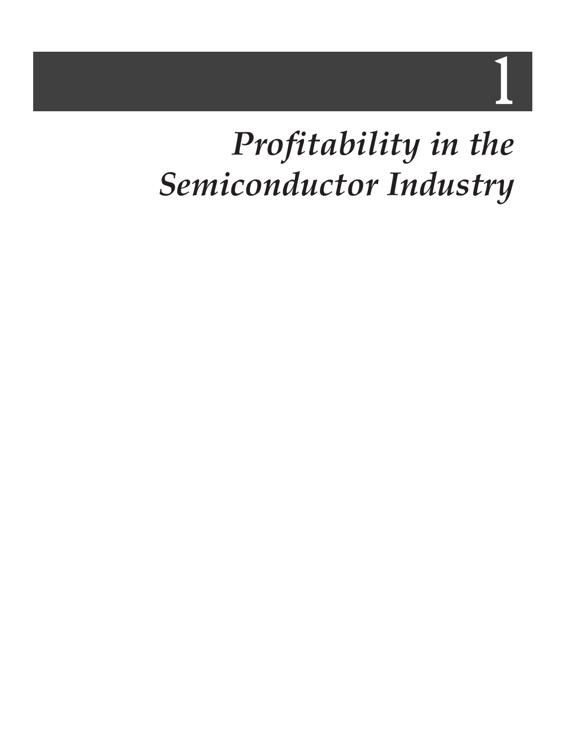# 1

# *Profitability in the Semiconductor Industry*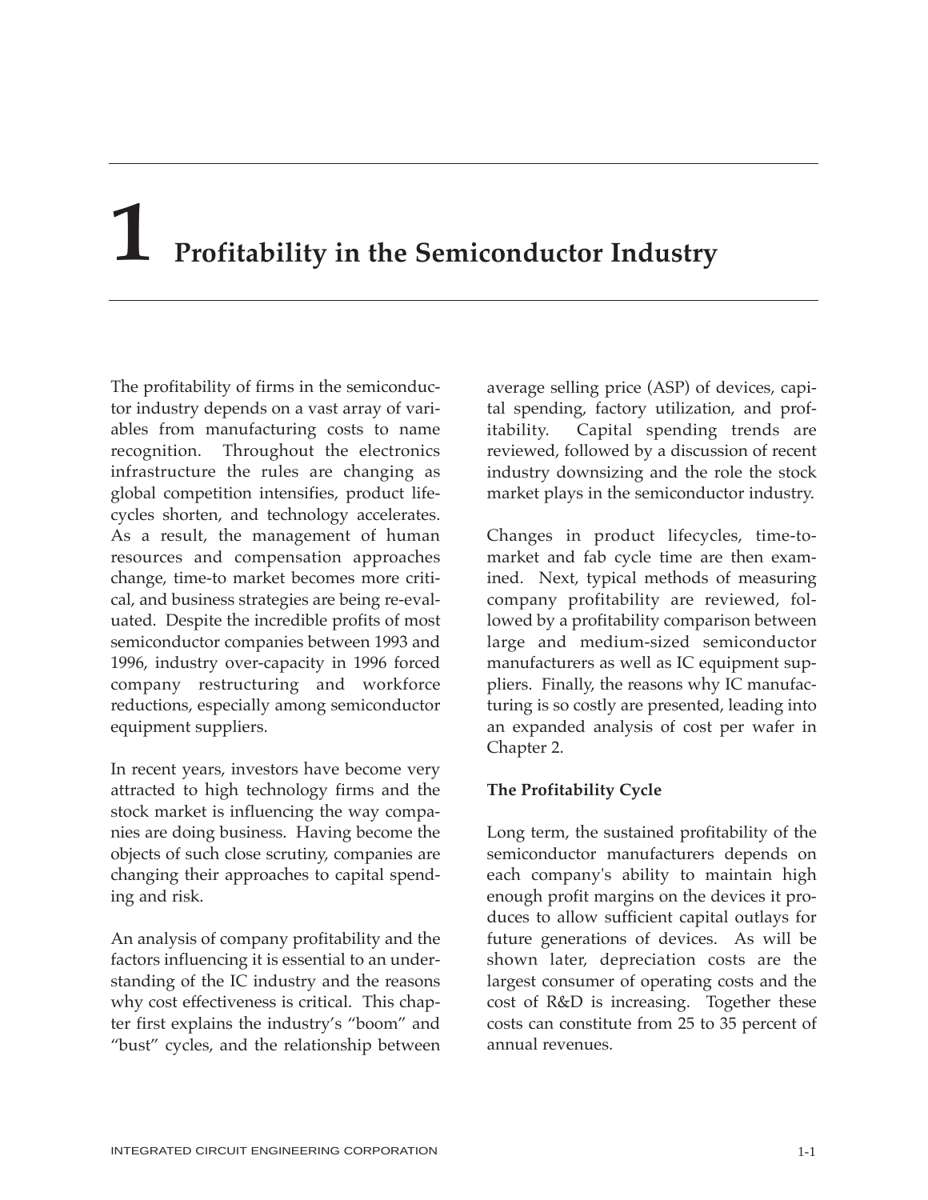# 1 Profitability in the Semiconductor Industry

The profitability of firms in the semiconductor industry depends on a vast array of variables from manufacturing costs to name recognition. Throughout the electronics infrastructure the rules are changing as global competition intensifies, product lifecycles shorten, and technology accelerates. As a result, the management of human resources and compensation approaches change, time-to market becomes more critical, and business strategies are being re-evaluated. Despite the incredible profits of most semiconductor companies between 1993 and 1996, industry over-capacity in 1996 forced company restructuring and workforce reductions, especially among semiconductor equipment suppliers.

In recent years, investors have become very attracted to high technology firms and the stock market is influencing the way companies are doing business. Having become the objects of such close scrutiny, companies are changing their approaches to capital spending and risk.

An analysis of company profitability and the factors influencing it is essential to an understanding of the IC industry and the reasons why cost effectiveness is critical. This chapter first explains the industry's "boom" and "bust" cycles, and the relationship between average selling price (ASP) of devices, capital spending, factory utilization, and profitability. Capital spending trends are reviewed, followed by a discussion of recent industry downsizing and the role the stock market plays in the semiconductor industry.

Changes in product lifecycles, time-to-market and fab cycle time are then examined. Next, typical methods of measuring company profitability are reviewed, followed by a profitability comparison between large and medium-sized semiconductor manufacturers as well as IC equipment suppliers. Finally, the reasons why IC manufacturing is so costly are presented, leading into an expanded analysis of cost per wafer in Chapter 2.

## The Profitability Cycle

Long term, the sustained profitability of the semiconductor manufacturers depends on each company's ability to maintain high enough profit margins on the devices it produces to allow sufficient capital outlays for future generations of devices. As will be shown later, depreciation costs are the largest consumer of operating costs and the cost of R&D is increasing. Together these costs can constitute from 25 to 35 percent of annual revenues.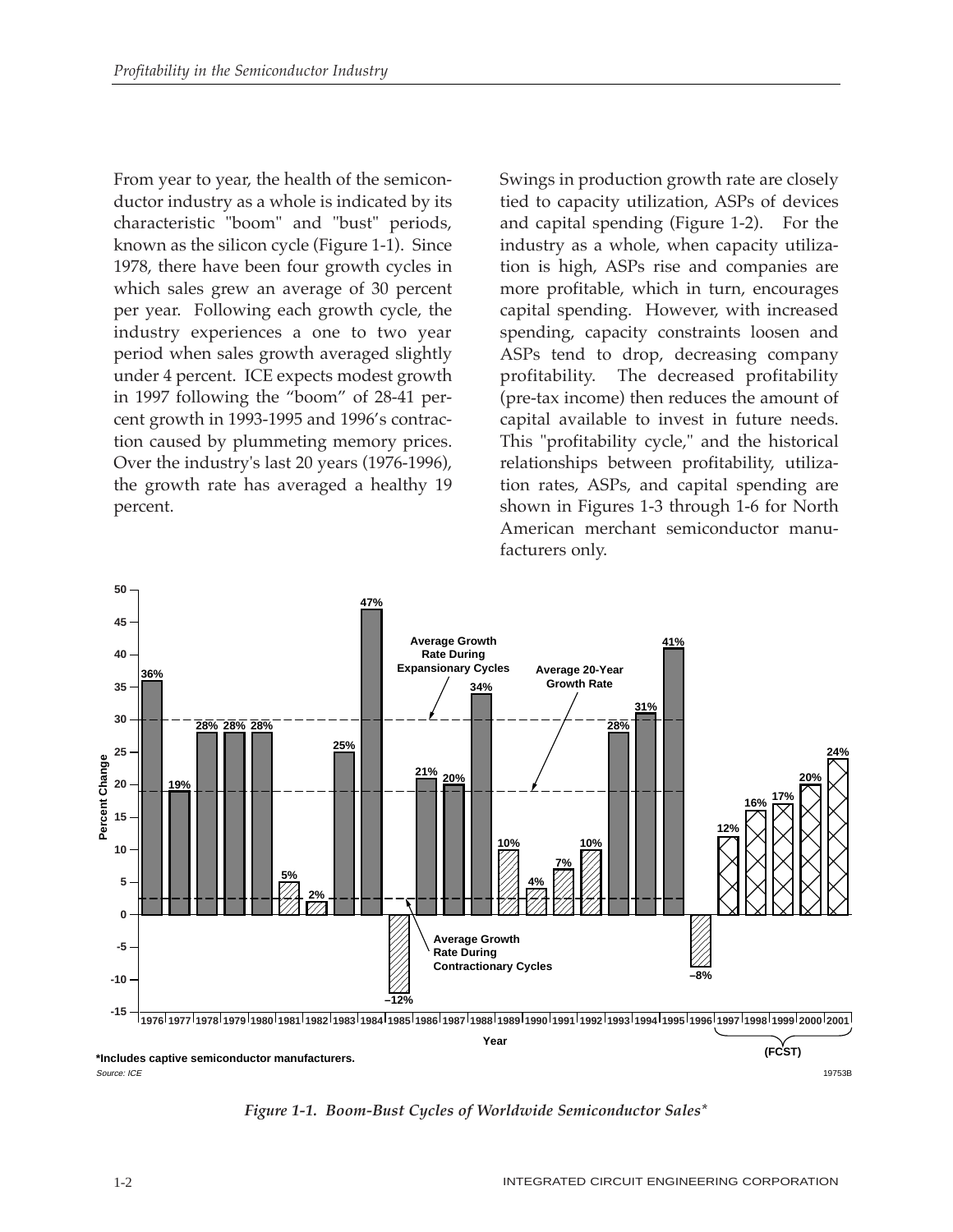From year to year, the health of the semiconductor industry as a whole is indicated by its characteristic "boom" and "bust" periods, known as the silicon cycle (Figure 1-1). Since 1978, there have been four growth cycles in which sales grew an average of 30 percent per year. Following each growth cycle, the industry experiences a one to two year period when sales growth averaged slightly under 4 percent. ICE expects modest growth in 1997 following the "boom" of 28-41 percent growth in 1993-1995 and 1996's contraction caused by plummeting memory prices. Over the industry's last 20 years (1976-1996), the growth rate has averaged a healthy 19 percent.

Swings in production growth rate are closely tied to capacity utilization, ASPs of devices and capital spending (Figure 1-2). For the industry as a whole, when capacity utilization is high, ASPs rise and companies are more profitable, which in turn, encourages capital spending. However, with increased spending, capacity constraints loosen and ASPs tend to drop, decreasing company profitability. The decreased profitability (pre-tax income) then reduces the amount of capital available to invest in future needs. This "profitability cycle," and the historical relationships between profitability, utilization rates, ASPs, and capital spending are shown in Figures 1-3 through 1-6 for North American merchant semiconductor manufacturers only.

| Year | Percent Change |
|---|---|
| 1976 | 36% |
| 1977 | 19% |
| 1978 | 28% |
| 1979 | 28% |
| 1980 | 28% |
| 1981 | 5% |
| 1982 | 2% |
| 1983 | 25% |
| 1984 | 47% |
| 1985 | –12% |
| 1986 | 21% |
| 1987 | 20% |
| 1988 | 34% |
| 1989 | 10% |
| 1990 | 4% |
| 1991 | 7% |
| 1992 | 10% |
| 1993 | 28% |
| 1994 | 31% |
| 1995 | 41% |
| 1996 | –8% |
| 1997 (FCST) | 12% |
| 1998 (FCST) | 16% |
| 1999 (FCST) | 17% |
| 2000 (FCST) | 20% |
| 2001 (FCST) | 24% |

Chart annotations: Average Growth Rate During Expansionary Cycles (~30%); Average 20-Year Growth Rate (~19%); Average Growth Rate During Contractionary Cycles (~2.5%).

*Includes captive semiconductor manufacturers.

Source: ICE

19753B

*Figure 1-1. Boom-Bust Cycles of Worldwide Semiconductor Sales**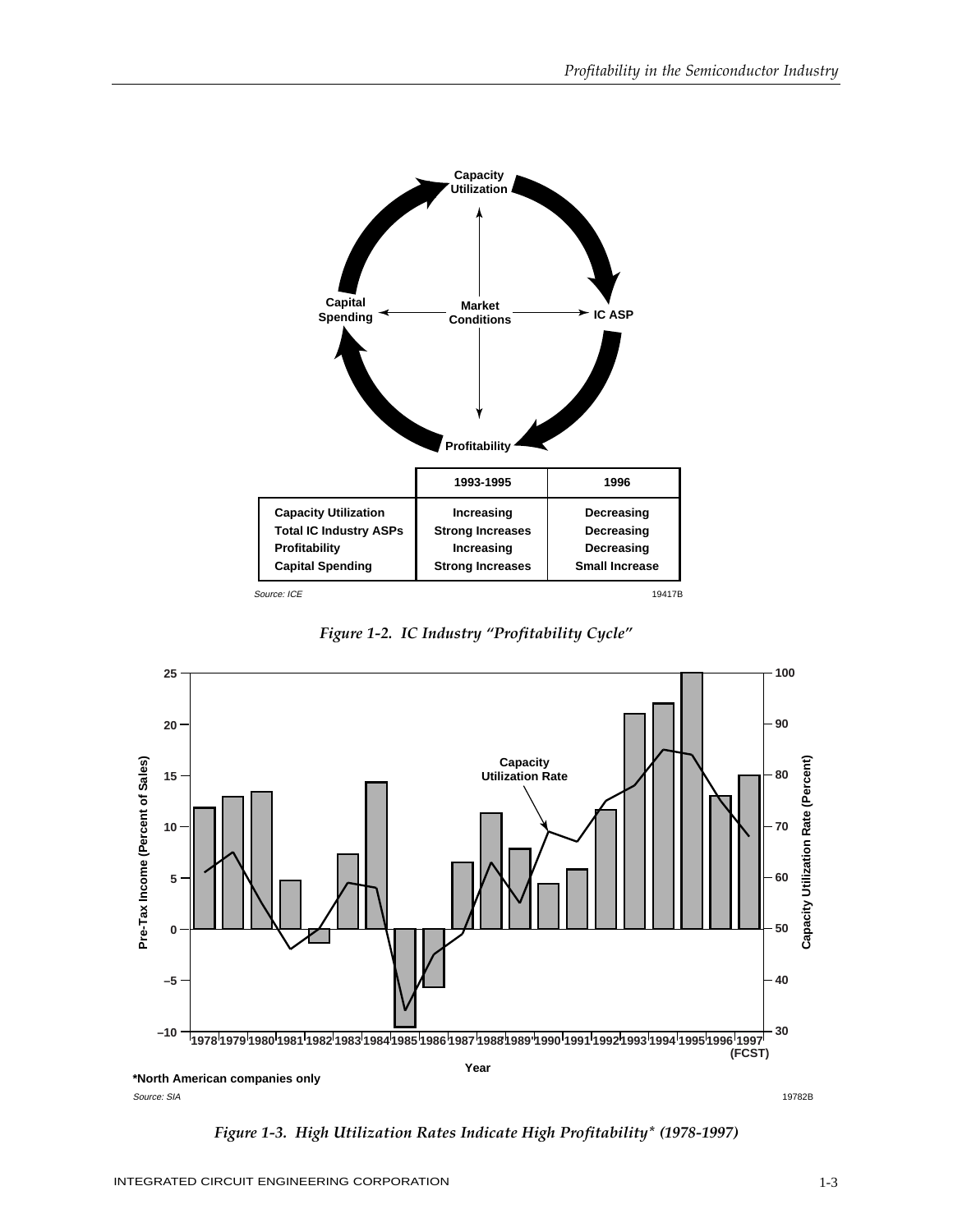| | 1993-1995 | 1996 |
|---|---|---|
| Capacity Utilization | Increasing | Decreasing |
| Total IC Industry ASPs | Strong Increases | Decreasing |
| Profitability | Increasing | Decreasing |
| Capital Spending | Strong Increases | Small Increase |

Source: ICE

*Figure 1-2. IC Industry "Profitability Cycle"*

*North American companies only

Source: SIA

*Figure 1-3. High Utilization Rates Indicate High Profitability* (1978-1997)*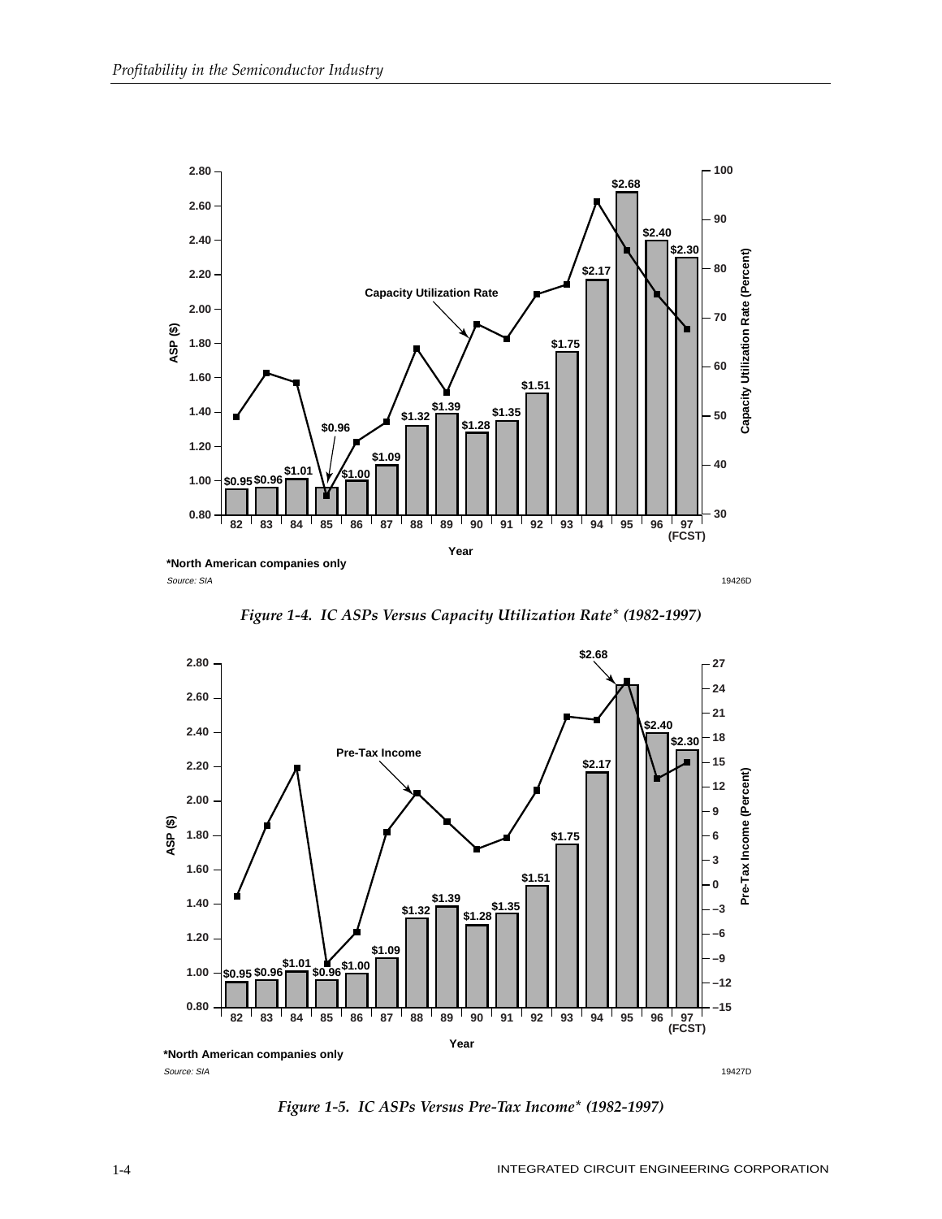Figure 1-4. IC ASPs Versus Capacity Utilization Rate* (1982-1997)

Figure 1-5. IC ASPs Versus Pre-Tax Income* (1982-1997)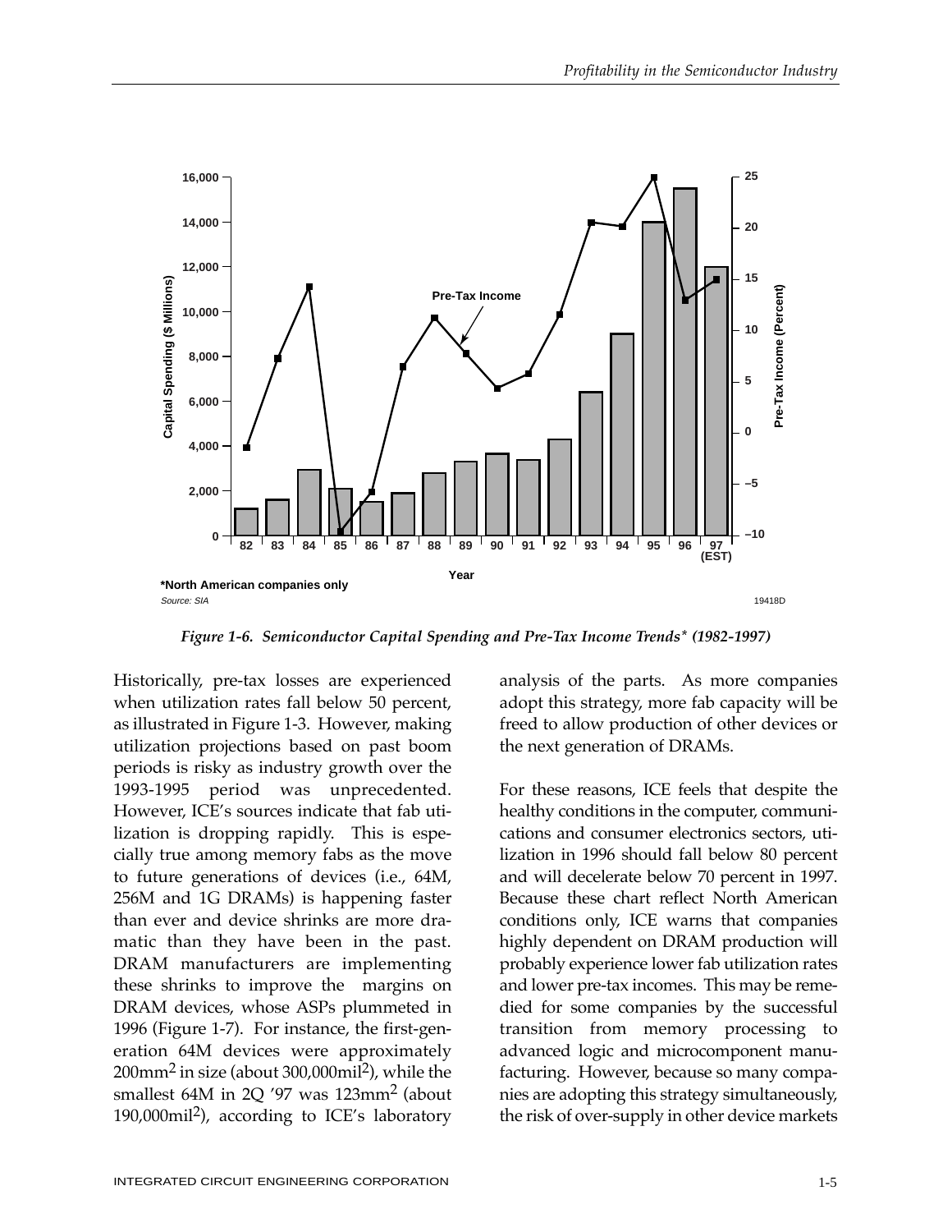*Figure 1-6. Semiconductor Capital Spending and Pre-Tax Income Trends* (1982-1997)*

Historically, pre-tax losses are experienced when utilization rates fall below 50 percent, as illustrated in Figure 1-3. However, making utilization projections based on past boom periods is risky as industry growth over the 1993-1995 period was unprecedented. However, ICE's sources indicate that fab utilization is dropping rapidly. This is especially true among memory fabs as the move to future generations of devices (i.e., 64M, 256M and 1G DRAMs) is happening faster than ever and device shrinks are more dramatic than they have been in the past. DRAM manufacturers are implementing these shrinks to improve the margins on DRAM devices, whose ASPs plummeted in 1996 (Figure 1-7). For instance, the first-generation 64M devices were approximately $200mm^2$ in size (about $300{,}000mil^2$), while the smallest 64M in 2Q '97 was $123mm^2$ (about $190{,}000mil^2$), according to ICE's laboratory analysis of the parts. As more companies adopt this strategy, more fab capacity will be freed to allow production of other devices or the next generation of DRAMs.

For these reasons, ICE feels that despite the healthy conditions in the computer, communications and consumer electronics sectors, utilization in 1996 should fall below 80 percent and will decelerate below 70 percent in 1997. Because these chart reflect North American conditions only, ICE warns that companies highly dependent on DRAM production will probably experience lower fab utilization rates and lower pre-tax incomes. This may be remedied for some companies by the successful transition from memory processing to advanced logic and microcomponent manufacturing. However, because so many companies are adopting this strategy simultaneously, the risk of over-supply in other device markets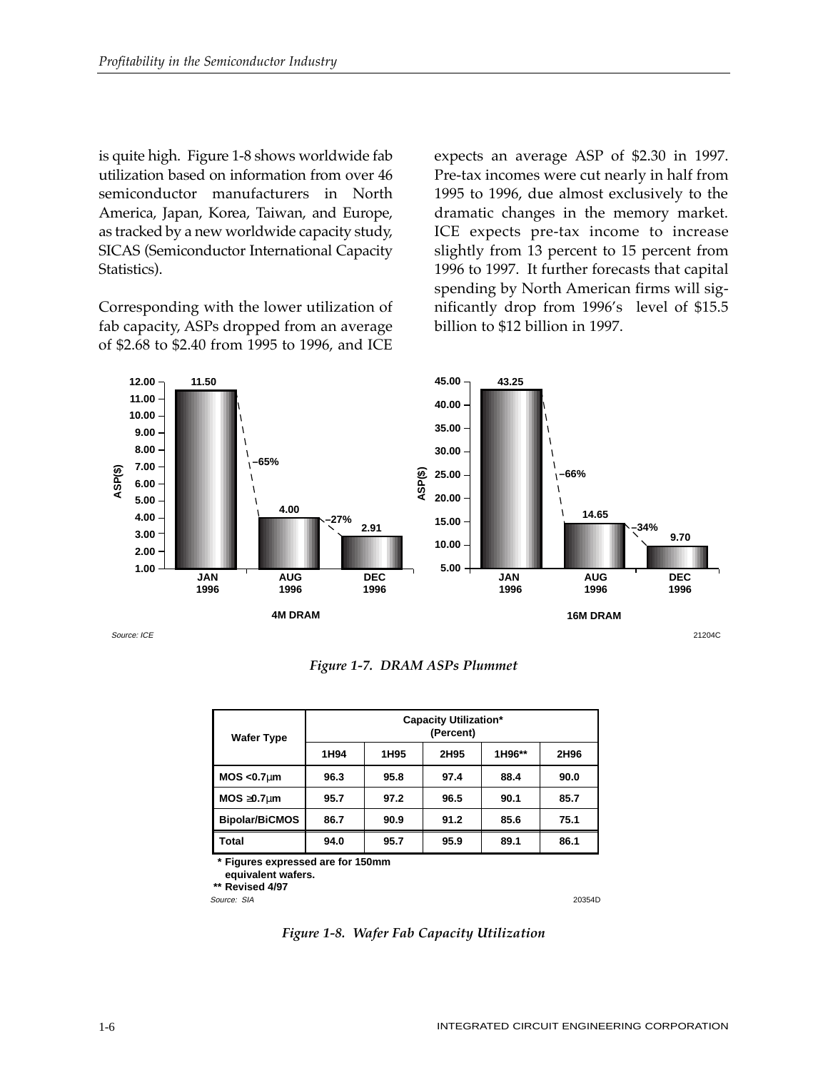is quite high. Figure 1-8 shows worldwide fab utilization based on information from over 46 semiconductor manufacturers in North America, Japan, Korea, Taiwan, and Europe, as tracked by a new worldwide capacity study, SICAS (Semiconductor International Capacity Statistics).

Corresponding with the lower utilization of fab capacity, ASPs dropped from an average of $2.68 to $2.40 from 1995 to 1996, and ICE expects an average ASP of $2.30 in 1997. Pre-tax incomes were cut nearly in half from 1995 to 1996, due almost exclusively to the dramatic changes in the memory market. ICE expects pre-tax income to increase slightly from 13 percent to 15 percent from 1996 to 1997. It further forecasts that capital spending by North American firms will significantly drop from 1996's level of $15.5 billion to $12 billion in 1997.

| | JAN 1996 | AUG 1996 | DEC 1996 |
|---|---|---|---|
| 4M DRAM ASP($) | 11.50 | 4.00 (–65%) | 2.91 (–27%) |
| 16M DRAM ASP($) | 43.25 | 14.65 (–66%) | 9.70 (–34%) |

Source: ICE

21204C

*Figure 1-7. DRAM ASPs Plummet*

| Wafer Type | Capacity Utilization* (Percent) | | | | |
|---|---|---|---|---|---|
| | 1H94 | 1H95 | 2H95 | 1H96** | 2H96 |
| MOS <0.7μm | 96.3 | 95.8 | 97.4 | 88.4 | 90.0 |
| MOS ≥0.7μm | 95.7 | 97.2 | 96.5 | 90.1 | 85.7 |
| Bipolar/BiCMOS | 86.7 | 90.9 | 91.2 | 85.6 | 75.1 |
| Total | 94.0 | 95.7 | 95.9 | 89.1 | 86.1 |

\* Figures expressed are for 150mm equivalent wafers.
** Revised 4/97

Source: SIA

20354D

*Figure 1-8. Wafer Fab Capacity Utilization*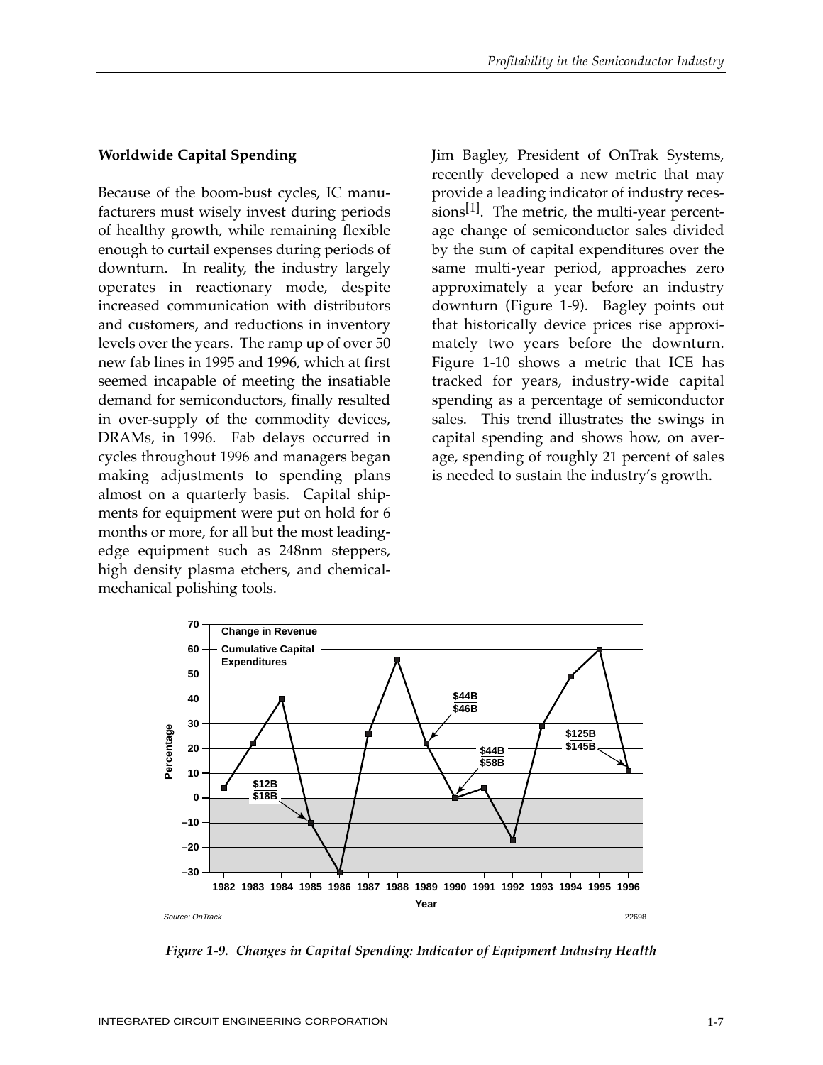### Worldwide Capital Spending

Because of the boom-bust cycles, IC manufacturers must wisely invest during periods of healthy growth, while remaining flexible enough to curtail expenses during periods of downturn. In reality, the industry largely operates in reactionary mode, despite increased communication with distributors and customers, and reductions in inventory levels over the years. The ramp up of over 50 new fab lines in 1995 and 1996, which at first seemed incapable of meeting the insatiable demand for semiconductors, finally resulted in over-supply of the commodity devices, DRAMs, in 1996. Fab delays occurred in cycles throughout 1996 and managers began making adjustments to spending plans almost on a quarterly basis. Capital shipments for equipment were put on hold for 6 months or more, for all but the most leading-edge equipment such as 248nm steppers, high density plasma etchers, and chemical-mechanical polishing tools.

Jim Bagley, President of OnTrak Systems, recently developed a new metric that may provide a leading indicator of industry recessions[1]. The metric, the multi-year percentage change of semiconductor sales divided by the sum of capital expenditures over the same multi-year period, approaches zero approximately a year before an industry downturn (Figure 1-9). Bagley points out that historically device prices rise approximately two years before the downturn. Figure 1-10 shows a metric that ICE has tracked for years, industry-wide capital spending as a percentage of semiconductor sales. This trend illustrates the swings in capital spending and shows how, on average, spending of roughly 21 percent of sales is needed to sustain the industry's growth.

*Figure 1-9. Changes in Capital Spending: Indicator of Equipment Industry Health*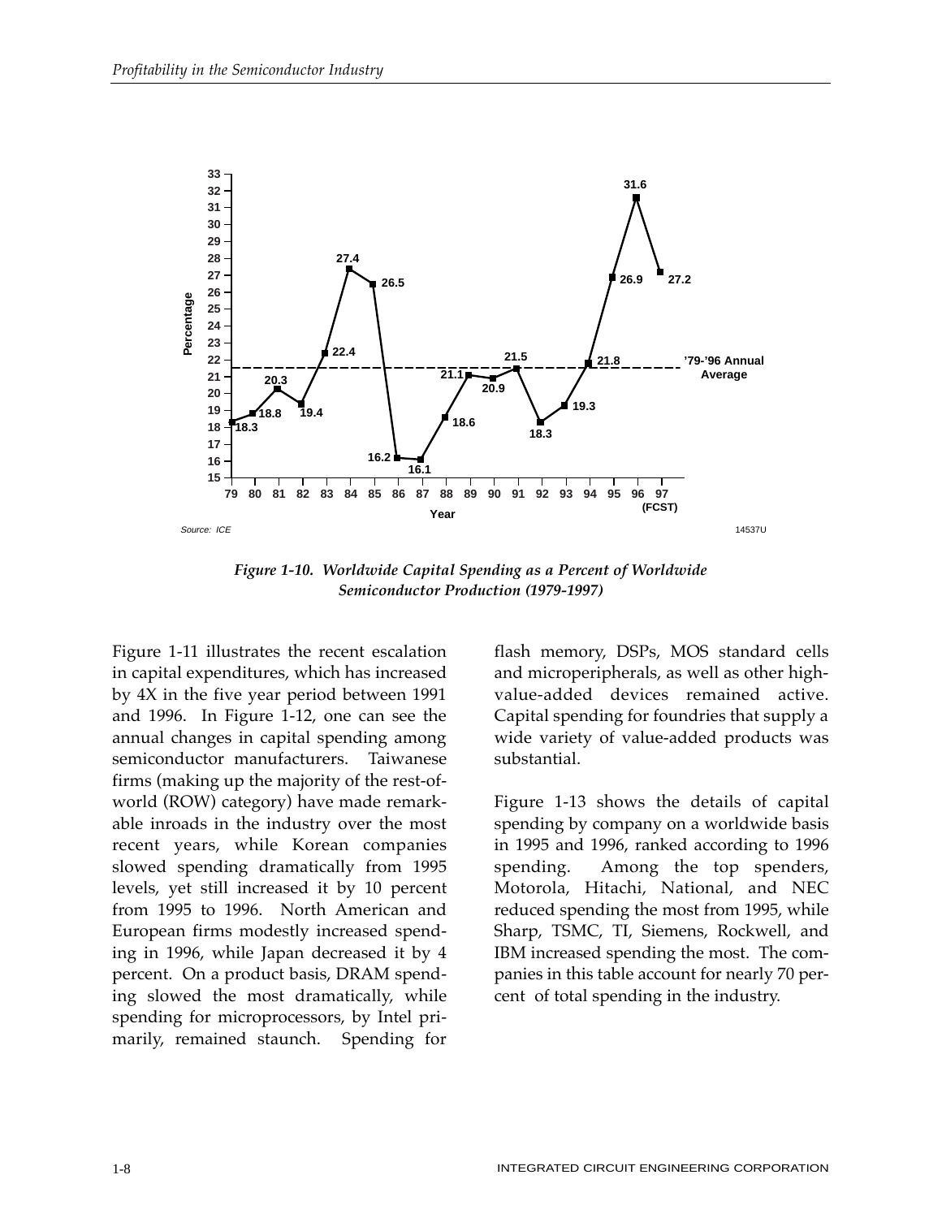*Figure 1-10. Worldwide Capital Spending as a Percent of Worldwide Semiconductor Production (1979-1997)*

Figure 1-11 illustrates the recent escalation in capital expenditures, which has increased by 4X in the five year period between 1991 and 1996. In Figure 1-12, one can see the annual changes in capital spending among semiconductor manufacturers. Taiwanese firms (making up the majority of the rest-of-world (ROW) category) have made remarkable inroads in the industry over the most recent years, while Korean companies slowed spending dramatically from 1995 levels, yet still increased it by 10 percent from 1995 to 1996. North American and European firms modestly increased spending in 1996, while Japan decreased it by 4 percent. On a product basis, DRAM spending slowed the most dramatically, while spending for microprocessors, by Intel primarily, remained staunch. Spending for flash memory, DSPs, MOS standard cells and microperipherals, as well as other high-value-added devices remained active. Capital spending for foundries that supply a wide variety of value-added products was substantial.

Figure 1-13 shows the details of capital spending by company on a worldwide basis in 1995 and 1996, ranked according to 1996 spending. Among the top spenders, Motorola, Hitachi, National, and NEC reduced spending the most from 1995, while Sharp, TSMC, TI, Siemens, Rockwell, and IBM increased spending the most. The companies in this table account for nearly 70 percent of total spending in the industry.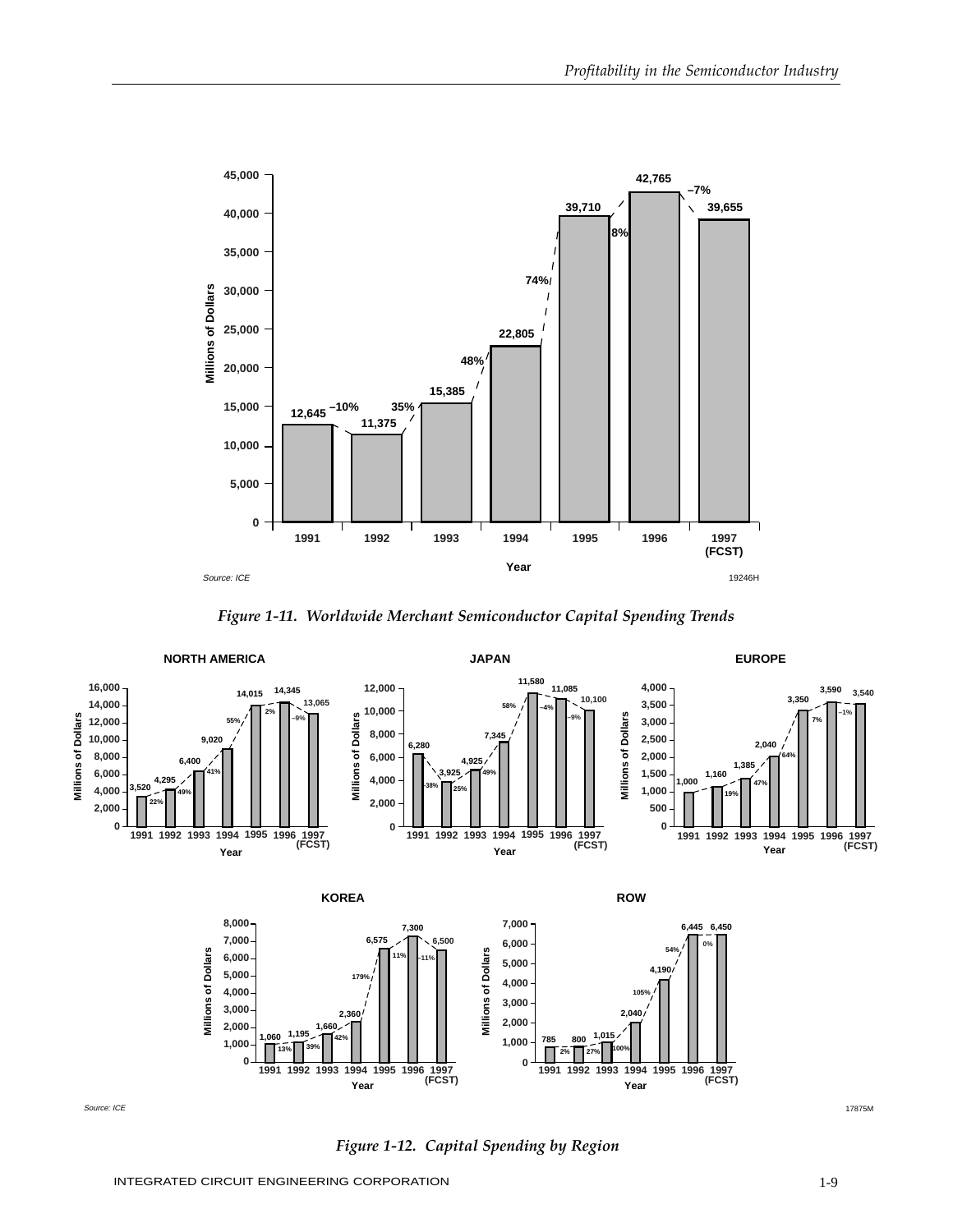| Year | Millions of Dollars | Change |
| --- | --- | --- |
| 1991 | 12,645 | |
| 1992 | 11,375 | –10% |
| 1993 | 15,385 | 35% |
| 1994 | 22,805 | 48% |
| 1995 | 39,710 | 74% |
| 1996 | 42,765 | 8% |
| 1997 (FCST) | 39,655 | –7% |

Source: ICE

19246H

*Figure 1-11. Worldwide Merchant Semiconductor Capital Spending Trends*

| Year | North America | Change | Japan | Change | Europe | Change | Korea | Change | ROW | Change |
| --- | --- | --- | --- | --- | --- | --- | --- | --- | --- | --- |
| 1991 | 3,520 | | 6,280 | | 1,000 | | 1,060 | | 785 | |
| 1992 | 4,295 | 22% | 3,925 | –38% | 1,160 | 19% | 1,195 | 13% | 800 | 2% |
| 1993 | 6,400 | 49% | 4,925 | 25% | 1,385 | 47% | 1,660 | 39% | 1,015 | 27% |
| 1994 | 9,020 | 41% | 7,345 | 49% | 2,040 | 64% | 2,360 | 42% | 2,040 | 100% |
| 1995 | 14,015 | 55% | 11,580 | 58% | 3,350 | | 6,575 | 179% | 4,190 | 105% |
| 1996 | 14,345 | 2% | 11,085 | –4% | 3,590 | 7% | 7,300 | 11% | 6,445 | 54% |
| 1997 (FCST) | 13,065 | –9% | 10,100 | –9% | 3,540 | –1% | 6,500 | –11% | 6,450 | 0% |

(Values in Millions of Dollars)

Source: ICE

17875M

*Figure 1-12. Capital Spending by Region*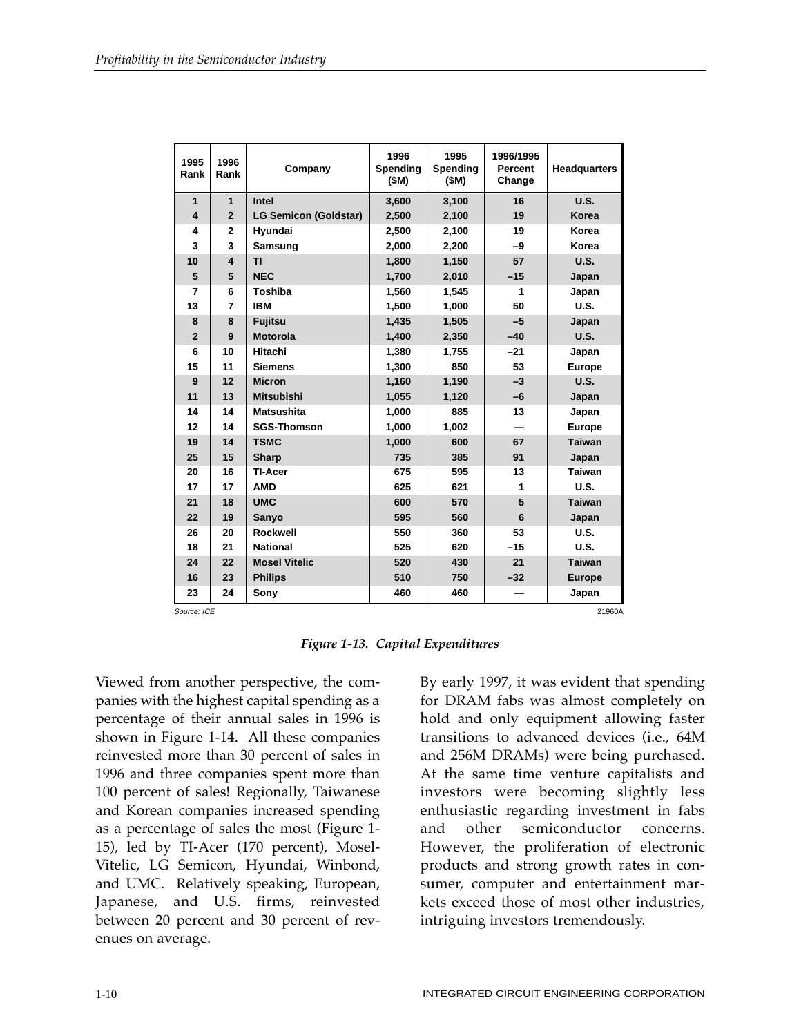| 1995 Rank | 1996 Rank | Company | 1996 Spending ($M) | 1995 Spending ($M) | 1996/1995 Percent Change | Headquarters |
|---|---|---|---|---|---|---|
| 1 | 1 | Intel | 3,600 | 3,100 | 16 | U.S. |
| 4 | 2 | LG Semicon (Goldstar) | 2,500 | 2,100 | 19 | Korea |
| 4 | 2 | Hyundai | 2,500 | 2,100 | 19 | Korea |
| 3 | 3 | Samsung | 2,000 | 2,200 | –9 | Korea |
| 10 | 4 | TI | 1,800 | 1,150 | 57 | U.S. |
| 5 | 5 | NEC | 1,700 | 2,010 | –15 | Japan |
| 7 | 6 | Toshiba | 1,560 | 1,545 | 1 | Japan |
| 13 | 7 | IBM | 1,500 | 1,000 | 50 | U.S. |
| 8 | 8 | Fujitsu | 1,435 | 1,505 | –5 | Japan |
| 2 | 9 | Motorola | 1,400 | 2,350 | –40 | U.S. |
| 6 | 10 | Hitachi | 1,380 | 1,755 | –21 | Japan |
| 15 | 11 | Siemens | 1,300 | 850 | 53 | Europe |
| 9 | 12 | Micron | 1,160 | 1,190 | –3 | U.S. |
| 11 | 13 | Mitsubishi | 1,055 | 1,120 | –6 | Japan |
| 14 | 14 | Matsushita | 1,000 | 885 | 13 | Japan |
| 12 | 14 | SGS-Thomson | 1,000 | 1,002 | — | Europe |
| 19 | 14 | TSMC | 1,000 | 600 | 67 | Taiwan |
| 25 | 15 | Sharp | 735 | 385 | 91 | Japan |
| 20 | 16 | TI-Acer | 675 | 595 | 13 | Taiwan |
| 17 | 17 | AMD | 625 | 621 | 1 | U.S. |
| 21 | 18 | UMC | 600 | 570 | 5 | Taiwan |
| 22 | 19 | Sanyo | 595 | 560 | 6 | Japan |
| 26 | 20 | Rockwell | 550 | 360 | 53 | U.S. |
| 18 | 21 | National | 525 | 620 | –15 | U.S. |
| 24 | 22 | Mosel Vitelic | 520 | 430 | 21 | Taiwan |
| 16 | 23 | Philips | 510 | 750 | –32 | Europe |
| 23 | 24 | Sony | 460 | 460 | — | Japan |

Source: ICE

21960A

*Figure 1-13. Capital Expenditures*

Viewed from another perspective, the companies with the highest capital spending as a percentage of their annual sales in 1996 is shown in Figure 1-14. All these companies reinvested more than 30 percent of sales in 1996 and three companies spent more than 100 percent of sales! Regionally, Taiwanese and Korean companies increased spending as a percentage of sales the most (Figure 1-15), led by TI-Acer (170 percent), Mosel-Vitelic, LG Semicon, Hyundai, Winbond, and UMC. Relatively speaking, European, Japanese, and U.S. firms, reinvested between 20 percent and 30 percent of revenues on average.

By early 1997, it was evident that spending for DRAM fabs was almost completely on hold and only equipment allowing faster transitions to advanced devices (i.e., 64M and 256M DRAMs) were being purchased. At the same time venture capitalists and investors were becoming slightly less enthusiastic regarding investment in fabs and other semiconductor concerns. However, the proliferation of electronic products and strong growth rates in consumer, computer and entertainment markets exceed those of most other industries, intriguing investors tremendously.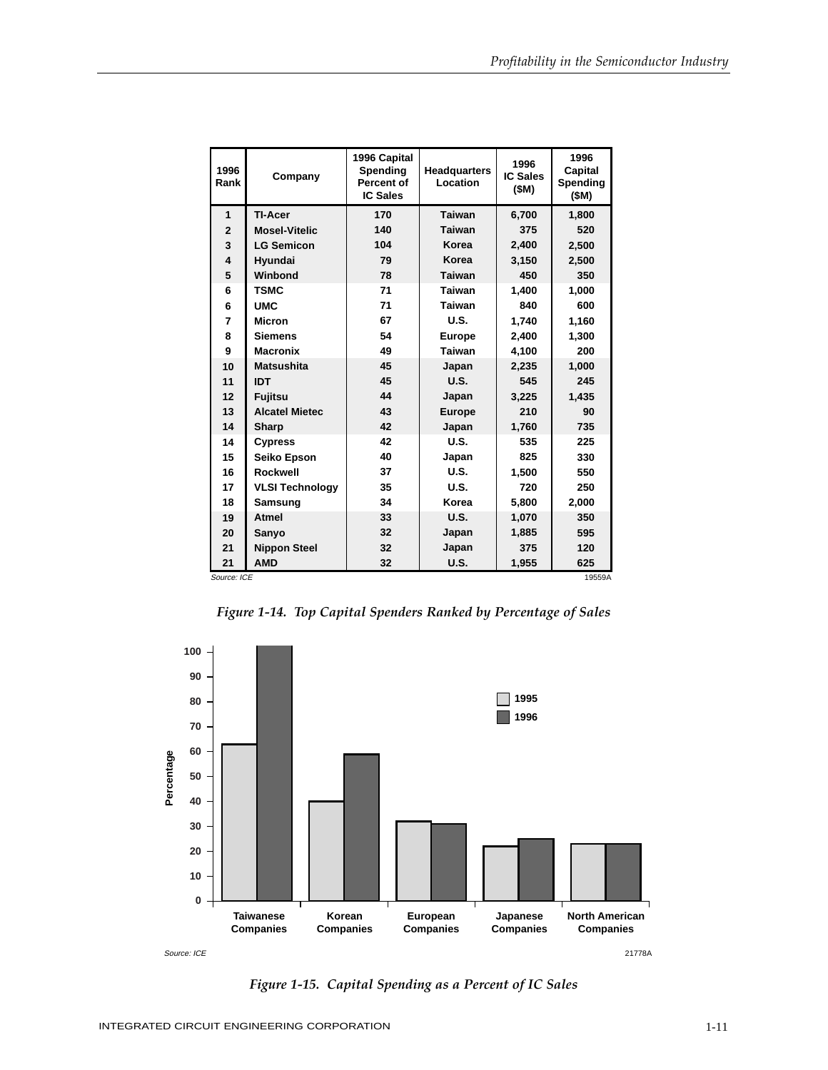| 1996 Rank | Company | 1996 Capital Spending Percent of IC Sales | Headquarters Location | 1996 IC Sales ($M) | 1996 Capital Spending ($M) |
|---|---|---|---|---|---|
| 1 | TI-Acer | 170 | Taiwan | 6,700 | 1,800 |
| 2 | Mosel-Vitelic | 140 | Taiwan | 375 | 520 |
| 3 | LG Semicon | 104 | Korea | 2,400 | 2,500 |
| 4 | Hyundai | 79 | Korea | 3,150 | 2,500 |
| 5 | Winbond | 78 | Taiwan | 450 | 350 |
| 6 | TSMC | 71 | Taiwan | 1,400 | 1,000 |
| 6 | UMC | 71 | Taiwan | 840 | 600 |
| 7 | Micron | 67 | U.S. | 1,740 | 1,160 |
| 8 | Siemens | 54 | Europe | 2,400 | 1,300 |
| 9 | Macronix | 49 | Taiwan | 4,100 | 200 |
| 10 | Matsushita | 45 | Japan | 2,235 | 1,000 |
| 11 | IDT | 45 | U.S. | 545 | 245 |
| 12 | Fujitsu | 44 | Japan | 3,225 | 1,435 |
| 13 | Alcatel Mietec | 43 | Europe | 210 | 90 |
| 14 | Sharp | 42 | Japan | 1,760 | 735 |
| 14 | Cypress | 42 | U.S. | 535 | 225 |
| 15 | Seiko Epson | 40 | Japan | 825 | 330 |
| 16 | Rockwell | 37 | U.S. | 1,500 | 550 |
| 17 | VLSI Technology | 35 | U.S. | 720 | 250 |
| 18 | Samsung | 34 | Korea | 5,800 | 2,000 |
| 19 | Atmel | 33 | U.S. | 1,070 | 350 |
| 20 | Sanyo | 32 | Japan | 1,885 | 595 |
| 21 | Nippon Steel | 32 | Japan | 375 | 120 |
| 21 | AMD | 32 | U.S. | 1,955 | 625 |

Source: ICE

19559A

*Figure 1-14. Top Capital Spenders Ranked by Percentage of Sales*

Source: ICE

21778A

*Figure 1-15. Capital Spending as a Percent of IC Sales*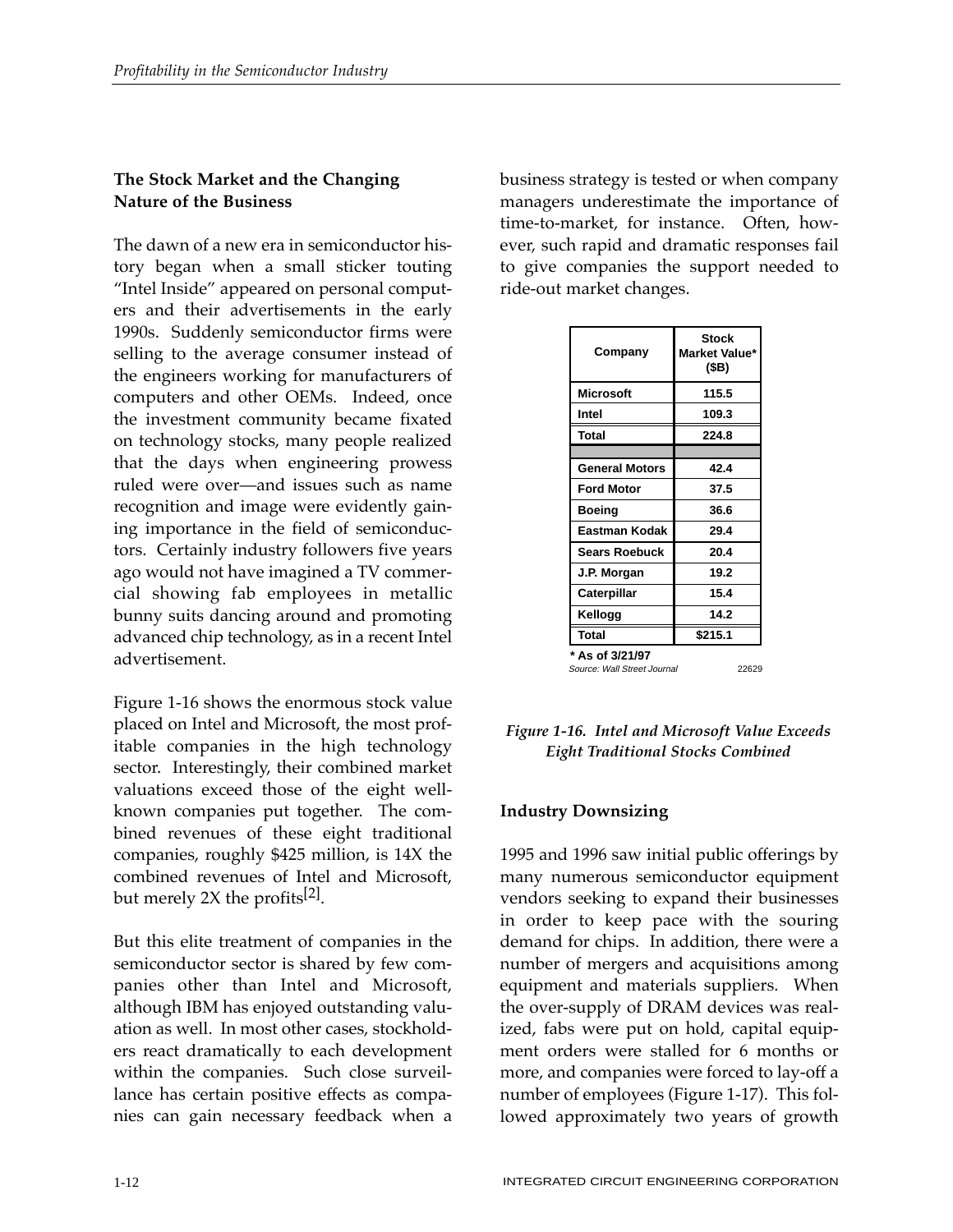## The Stock Market and the Changing Nature of the Business

The dawn of a new era in semiconductor history began when a small sticker touting "Intel Inside" appeared on personal computers and their advertisements in the early 1990s. Suddenly semiconductor firms were selling to the average consumer instead of the engineers working for manufacturers of computers and other OEMs. Indeed, once the investment community became fixated on technology stocks, many people realized that the days when engineering prowess ruled were over—and issues such as name recognition and image were evidently gaining importance in the field of semiconductors. Certainly industry followers five years ago would not have imagined a TV commercial showing fab employees in metallic bunny suits dancing around and promoting advanced chip technology, as in a recent Intel advertisement.

Figure 1-16 shows the enormous stock value placed on Intel and Microsoft, the most profitable companies in the high technology sector. Interestingly, their combined market valuations exceed those of the eight well-known companies put together. The combined revenues of these eight traditional companies, roughly $425 million, is 14X the combined revenues of Intel and Microsoft, but merely 2X the profits[2].

But this elite treatment of companies in the semiconductor sector is shared by few companies other than Intel and Microsoft, although IBM has enjoyed outstanding valuation as well. In most other cases, stockholders react dramatically to each development within the companies. Such close surveillance has certain positive effects as companies can gain necessary feedback when a business strategy is tested or when company managers underestimate the importance of time-to-market, for instance. Often, however, such rapid and dramatic responses fail to give companies the support needed to ride-out market changes.

| Company | Stock Market Value* ($B) |
|---|---|
| Microsoft | 115.5 |
| Intel | 109.3 |
| Total | 224.8 |
| | |
| General Motors | 42.4 |
| Ford Motor | 37.5 |
| Boeing | 36.6 |
| Eastman Kodak | 29.4 |
| Sears Roebuck | 20.4 |
| J.P. Morgan | 19.2 |
| Caterpillar | 15.4 |
| Kellogg | 14.2 |
| Total | $215.1 |

\* As of 3/21/97

Source: Wall Street Journal 22629

*Figure 1-16. Intel and Microsoft Value Exceeds Eight Traditional Stocks Combined*

## Industry Downsizing

1995 and 1996 saw initial public offerings by many numerous semiconductor equipment vendors seeking to expand their businesses in order to keep pace with the souring demand for chips. In addition, there were a number of mergers and acquisitions among equipment and materials suppliers. When the over-supply of DRAM devices was realized, fabs were put on hold, capital equipment orders were stalled for 6 months or more, and companies were forced to lay-off a number of employees (Figure 1-17). This followed approximately two years of growth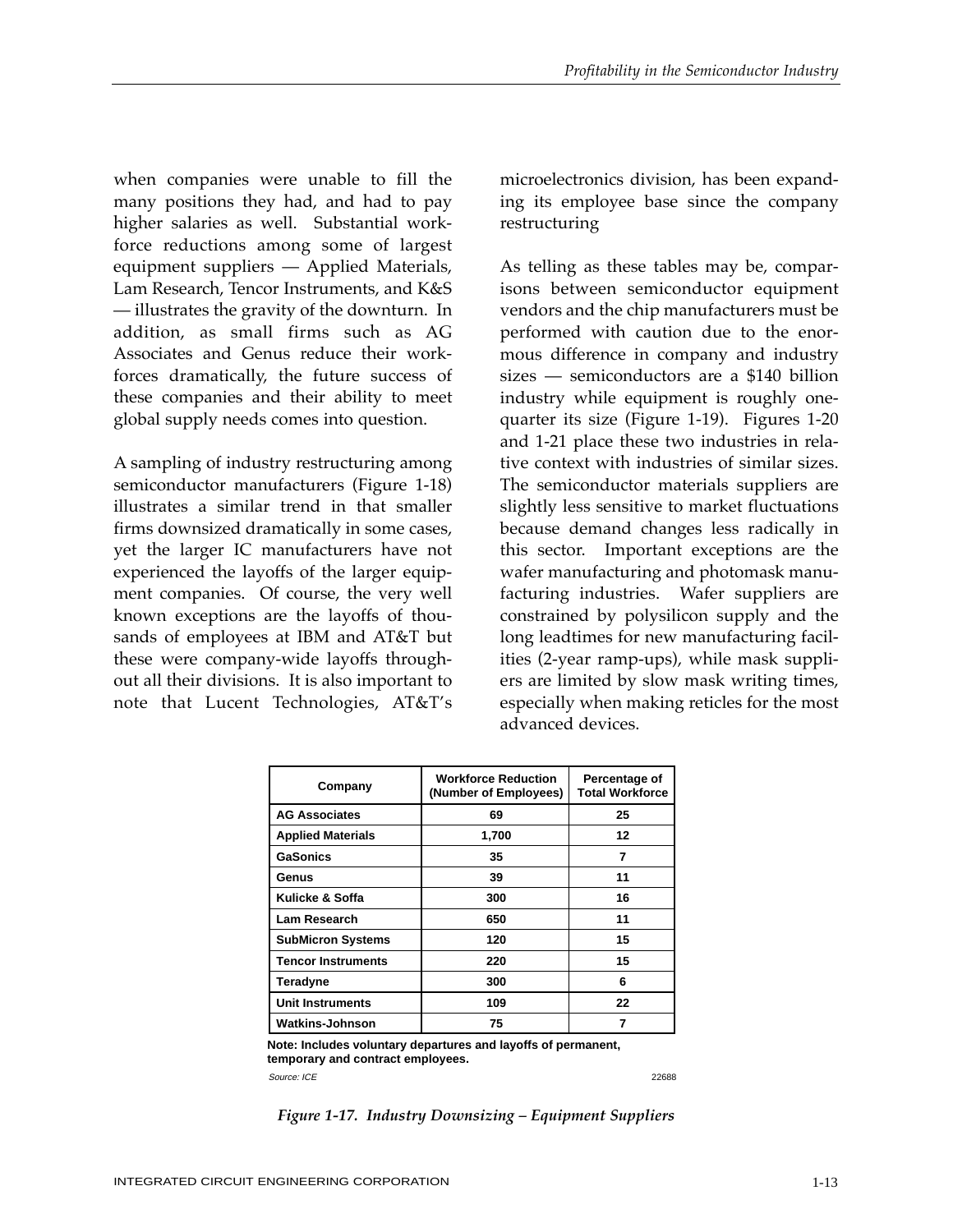when companies were unable to fill the many positions they had, and had to pay higher salaries as well. Substantial workforce reductions among some of largest equipment suppliers — Applied Materials, Lam Research, Tencor Instruments, and K&S — illustrates the gravity of the downturn. In addition, as small firms such as AG Associates and Genus reduce their workforces dramatically, the future success of these companies and their ability to meet global supply needs comes into question.

A sampling of industry restructuring among semiconductor manufacturers (Figure 1-18) illustrates a similar trend in that smaller firms downsized dramatically in some cases, yet the larger IC manufacturers have not experienced the layoffs of the larger equipment companies. Of course, the very well known exceptions are the layoffs of thousands of employees at IBM and AT&T but these were company-wide layoffs throughout all their divisions. It is also important to note that Lucent Technologies, AT&T's microelectronics division, has been expanding its employee base since the company restructuring

As telling as these tables may be, comparisons between semiconductor equipment vendors and the chip manufacturers must be performed with caution due to the enormous difference in company and industry sizes — semiconductors are a $140 billion industry while equipment is roughly one-quarter its size (Figure 1-19). Figures 1-20 and 1-21 place these two industries in relative context with industries of similar sizes. The semiconductor materials suppliers are slightly less sensitive to market fluctuations because demand changes less radically in this sector. Important exceptions are the wafer manufacturing and photomask manufacturing industries. Wafer suppliers are constrained by polysilicon supply and the long leadtimes for new manufacturing facilities (2-year ramp-ups), while mask suppliers are limited by slow mask writing times, especially when making reticles for the most advanced devices.

| Company | Workforce Reduction (Number of Employees) | Percentage of Total Workforce |
|---|---|---|
| AG Associates | 69 | 25 |
| Applied Materials | 1,700 | 12 |
| GaSonics | 35 | 7 |
| Genus | 39 | 11 |
| Kulicke & Soffa | 300 | 16 |
| Lam Research | 650 | 11 |
| SubMicron Systems | 120 | 15 |
| Tencor Instruments | 220 | 15 |
| Teradyne | 300 | 6 |
| Unit Instruments | 109 | 22 |
| Watkins-Johnson | 75 | 7 |

**Note: Includes voluntary departures and layoffs of permanent, temporary and contract employees.**

*Source: ICE* 22688

*Figure 1-17. Industry Downsizing – Equipment Suppliers*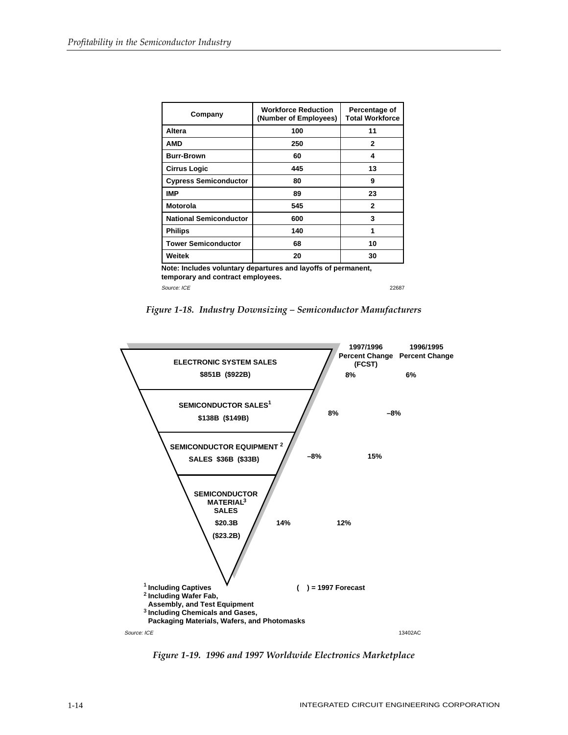| Company | Workforce Reduction (Number of Employees) | Percentage of Total Workforce |
|---|---|---|
| Altera | 100 | 11 |
| AMD | 250 | 2 |
| Burr-Brown | 60 | 4 |
| Cirrus Logic | 445 | 13 |
| Cypress Semiconductor | 80 | 9 |
| IMP | 89 | 23 |
| Motorola | 545 | 2 |
| National Semiconductor | 600 | 3 |
| Philips | 140 | 1 |
| Tower Semiconductor | 68 | 10 |
| Weitek | 20 | 30 |

**Note: Includes voluntary departures and layoffs of permanent, temporary and contract employees.**

*Source: ICE* 22687

*Figure 1-18. Industry Downsizing – Semiconductor Manufacturers*

| | 1997/1996 Percent Change (FCST) | 1996/1995 Percent Change |
|---|---|---|
| ELECTRONIC SYSTEM SALES $851B ($922B) | 8% | 6% |
| SEMICONDUCTOR SALES[1] $138B ($149B) | 8% | –8% |
| SEMICONDUCTOR EQUIPMENT[2] SALES $36B ($33B) | –8% | 15% |
| SEMICONDUCTOR MATERIAL[3] SALES $20.3B ($23.2B) | 14% | 12% |

[1] Including Captives
[2] Including Wafer Fab, Assembly, and Test Equipment
[3] Including Chemicals and Gases, Packaging Materials, Wafers, and Photomasks

( ) = 1997 Forecast

*Source: ICE* 13402AC

*Figure 1-19. 1996 and 1997 Worldwide Electronics Marketplace*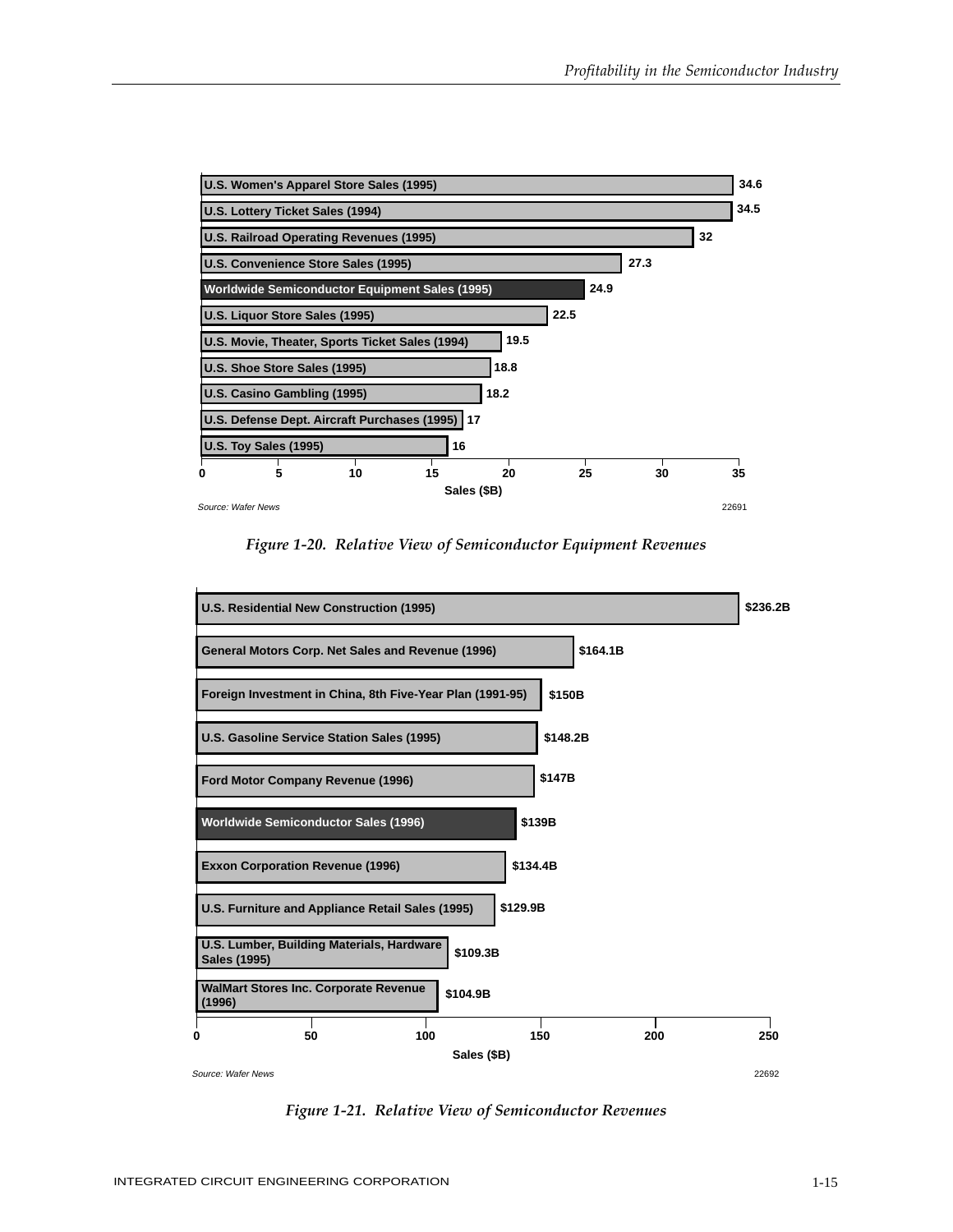| Category | Sales ($B) |
|---|---|
| U.S. Women's Apparel Store Sales (1995) | 34.6 |
| U.S. Lottery Ticket Sales (1994) | 34.5 |
| U.S. Railroad Operating Revenues (1995) | 32 |
| U.S. Convenience Store Sales (1995) | 27.3 |
| Worldwide Semiconductor Equipment Sales (1995) | 24.9 |
| U.S. Liquor Store Sales (1995) | 22.5 |
| U.S. Movie, Theater, Sports Ticket Sales (1994) | 19.5 |
| U.S. Shoe Store Sales (1995) | 18.8 |
| U.S. Casino Gambling (1995) | 18.2 |
| U.S. Defense Dept. Aircraft Purchases (1995) | 17 |
| U.S. Toy Sales (1995) | 16 |

Source: Wafer News

22691

*Figure 1-20. Relative View of Semiconductor Equipment Revenues*

| Category | Sales ($B) |
|---|---|
| U.S. Residential New Construction (1995) | $236.2B |
| General Motors Corp. Net Sales and Revenue (1996) | $164.1B |
| Foreign Investment in China, 8th Five-Year Plan (1991-95) | $150B |
| U.S. Gasoline Service Station Sales (1995) | $148.2B |
| Ford Motor Company Revenue (1996) | $147B |
| Worldwide Semiconductor Sales (1996) | $139B |
| Exxon Corporation Revenue (1996) | $134.4B |
| U.S. Furniture and Appliance Retail Sales (1995) | $129.9B |
| U.S. Lumber, Building Materials, Hardware Sales (1995) | $109.3B |
| WalMart Stores Inc. Corporate Revenue (1996) | $104.9B |

Source: Wafer News

22692

*Figure 1-21. Relative View of Semiconductor Revenues*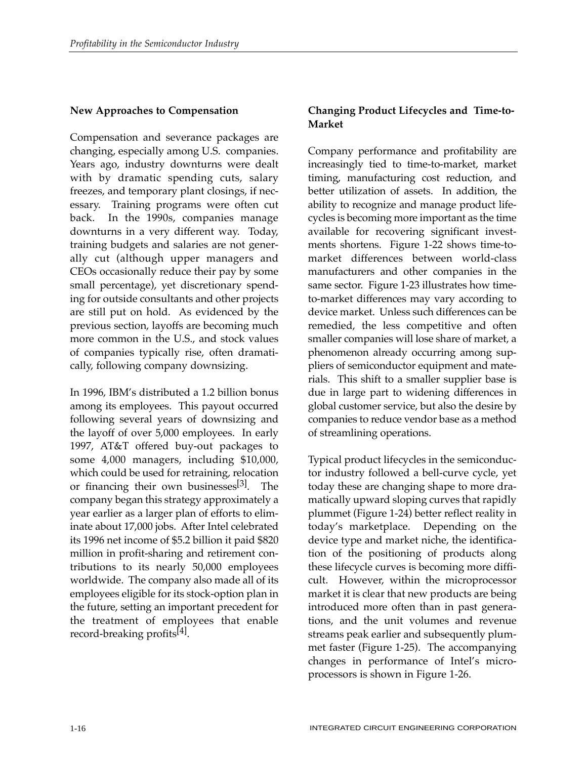### New Approaches to Compensation

Compensation and severance packages are changing, especially among U.S. companies. Years ago, industry downturns were dealt with by dramatic spending cuts, salary freezes, and temporary plant closings, if necessary. Training programs were often cut back. In the 1990s, companies manage downturns in a very different way. Today, training budgets and salaries are not generally cut (although upper managers and CEOs occasionally reduce their pay by some small percentage), yet discretionary spending for outside consultants and other projects are still put on hold. As evidenced by the previous section, layoffs are becoming much more common in the U.S., and stock values of companies typically rise, often dramatically, following company downsizing.

In 1996, IBM's distributed a 1.2 billion bonus among its employees. This payout occurred following several years of downsizing and the layoff of over 5,000 employees. In early 1997, AT&T offered buy-out packages to some 4,000 managers, including $10,000, which could be used for retraining, relocation or financing their own businesses[3]. The company began this strategy approximately a year earlier as a larger plan of efforts to eliminate about 17,000 jobs. After Intel celebrated its 1996 net income of $5.2 billion it paid $820 million in profit-sharing and retirement contributions to its nearly 50,000 employees worldwide. The company also made all of its employees eligible for its stock-option plan in the future, setting an important precedent for the treatment of employees that enable record-breaking profits[4].

### Changing Product Lifecycles and Time-to-Market

Company performance and profitability are increasingly tied to time-to-market, market timing, manufacturing cost reduction, and better utilization of assets. In addition, the ability to recognize and manage product lifecycles is becoming more important as the time available for recovering significant investments shortens. Figure 1-22 shows time-to-market differences between world-class manufacturers and other companies in the same sector. Figure 1-23 illustrates how time-to-market differences may vary according to device market. Unless such differences can be remedied, the less competitive and often smaller companies will lose share of market, a phenomenon already occurring among suppliers of semiconductor equipment and materials. This shift to a smaller supplier base is due in large part to widening differences in global customer service, but also the desire by companies to reduce vendor base as a method of streamlining operations.

Typical product lifecycles in the semiconductor industry followed a bell-curve cycle, yet today these are changing shape to more dramatically upward sloping curves that rapidly plummet (Figure 1-24) better reflect reality in today's marketplace. Depending on the device type and market niche, the identification of the positioning of products along these lifecycle curves is becoming more difficult. However, within the microprocessor market it is clear that new products are being introduced more often than in past generations, and the unit volumes and revenue streams peak earlier and subsequently plummet faster (Figure 1-25). The accompanying changes in performance of Intel's microprocessors is shown in Figure 1-26.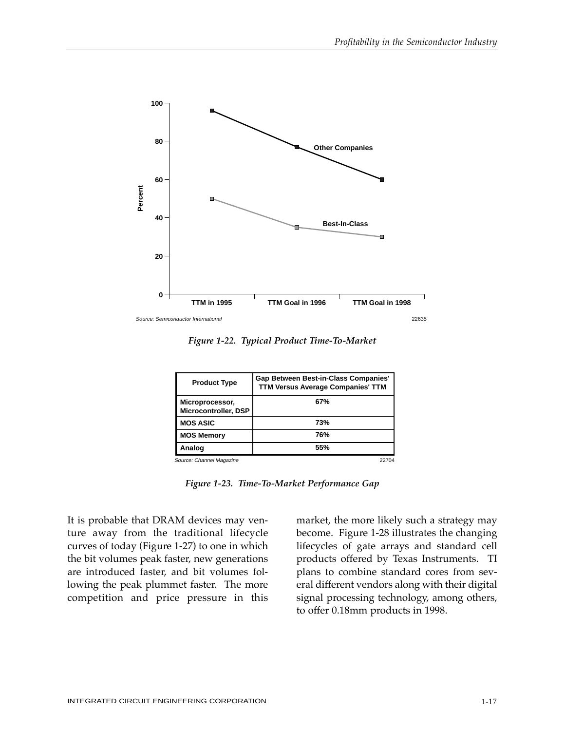Source: Semiconductor International

22635

*Figure 1-22. Typical Product Time-To-Market*

| Product Type | Gap Between Best-in-Class Companies' TTM Versus Average Companies' TTM |
| --- | --- |
| Microprocessor, Microcontroller, DSP | 67% |
| MOS ASIC | 73% |
| MOS Memory | 76% |
| Analog | 55% |

Source: Channel Magazine

22704

*Figure 1-23. Time-To-Market Performance Gap*

It is probable that DRAM devices may venture away from the traditional lifecycle curves of today (Figure 1-27) to one in which the bit volumes peak faster, new generations are introduced faster, and bit volumes following the peak plummet faster. The more competition and price pressure in this market, the more likely such a strategy may become. Figure 1-28 illustrates the changing lifecycles of gate arrays and standard cell products offered by Texas Instruments. TI plans to combine standard cores from several different vendors along with their digital signal processing technology, among others, to offer 0.18mm products in 1998.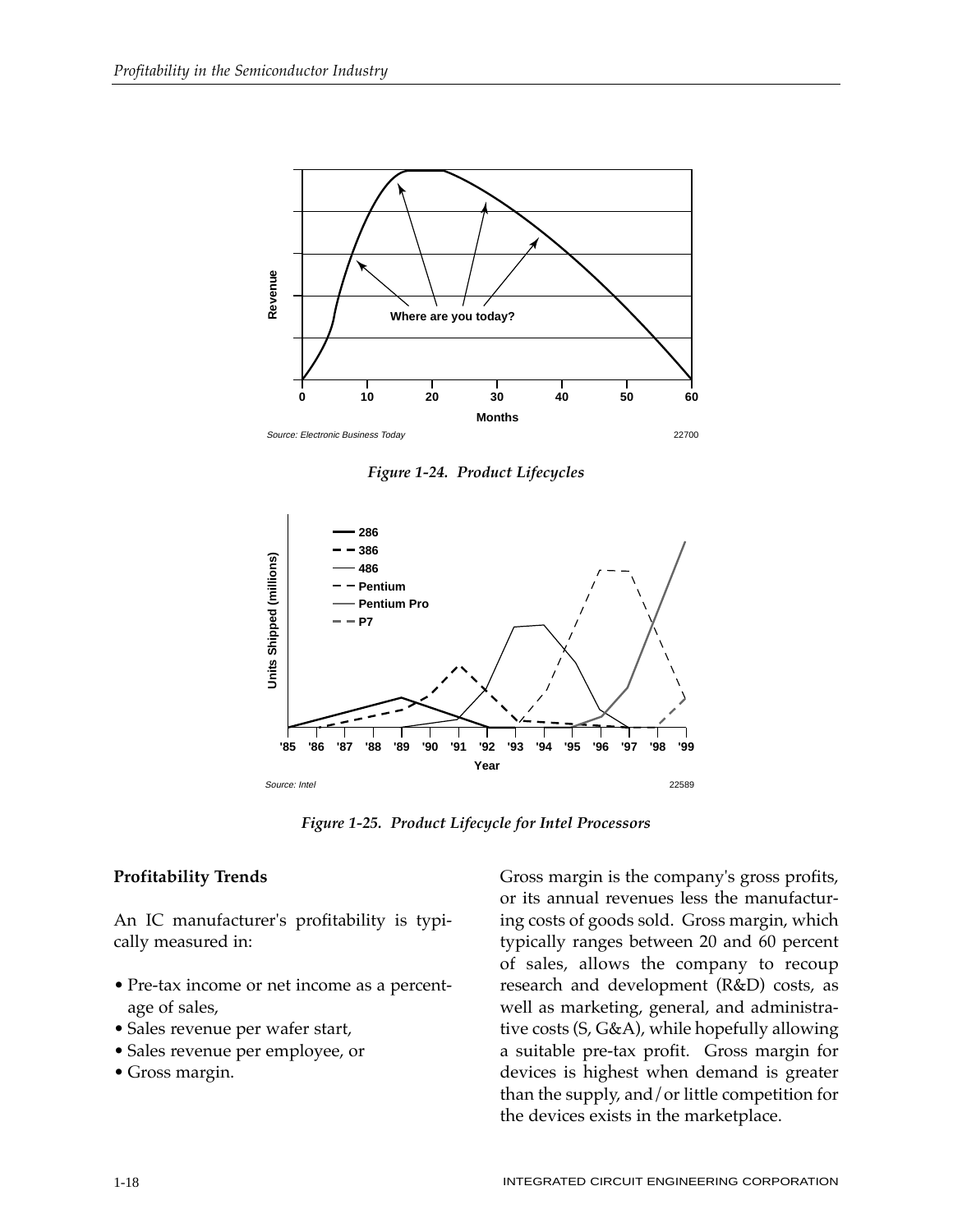Figure 1-24. Product Lifecycles

Figure 1-25. Product Lifecycle for Intel Processors

## Profitability Trends

An IC manufacturer's profitability is typically measured in:

- Pre-tax income or net income as a percentage of sales,
- Sales revenue per wafer start,
- Sales revenue per employee, or
- Gross margin.

Gross margin is the company's gross profits, or its annual revenues less the manufacturing costs of goods sold. Gross margin, which typically ranges between 20 and 60 percent of sales, allows the company to recoup research and development (R&D) costs, as well as marketing, general, and administrative costs (S, G&A), while hopefully allowing a suitable pre-tax profit. Gross margin for devices is highest when demand is greater than the supply, and/or little competition for the devices exists in the marketplace.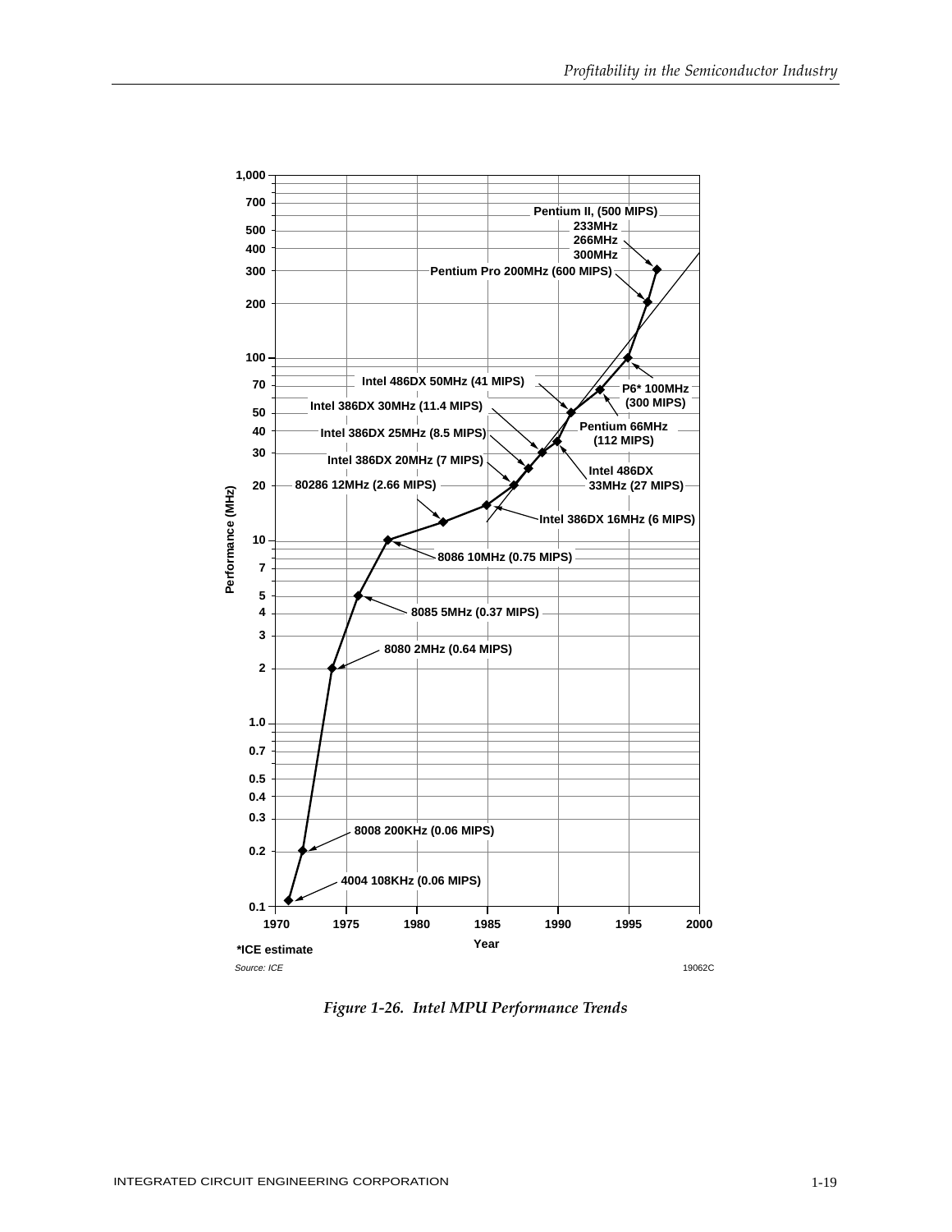Performance (MHz)

1,000
700
500
400
300
200
100
70
50
40
30
20
10
7
5
4
3
2
1.0
0.7
0.5
0.4
0.3
0.2
0.1

1970 1975 1980 1985 1990 1995 2000

Year

Pentium II, (500 MIPS)
233MHz
266MHz
300MHz
Pentium Pro 200MHz (600 MIPS)
P6* 100MHz (300 MIPS)
Pentium 66MHz (112 MIPS)
Intel 486DX 50MHz (41 MIPS)
Intel 486DX 33MHz (27 MIPS)
Intel 386DX 30MHz (11.4 MIPS)
Intel 386DX 25MHz (8.5 MIPS)
Intel 386DX 20MHz (7 MIPS)
Intel 386DX 16MHz (6 MIPS)
80286 12MHz (2.66 MIPS)
8086 10MHz (0.75 MIPS)
8085 5MHz (0.37 MIPS)
8080 2MHz (0.64 MIPS)
8008 200KHz (0.06 MIPS)
4004 108KHz (0.06 MIPS)

*ICE estimate

Source: ICE

19062C

*Figure 1-26. Intel MPU Performance Trends*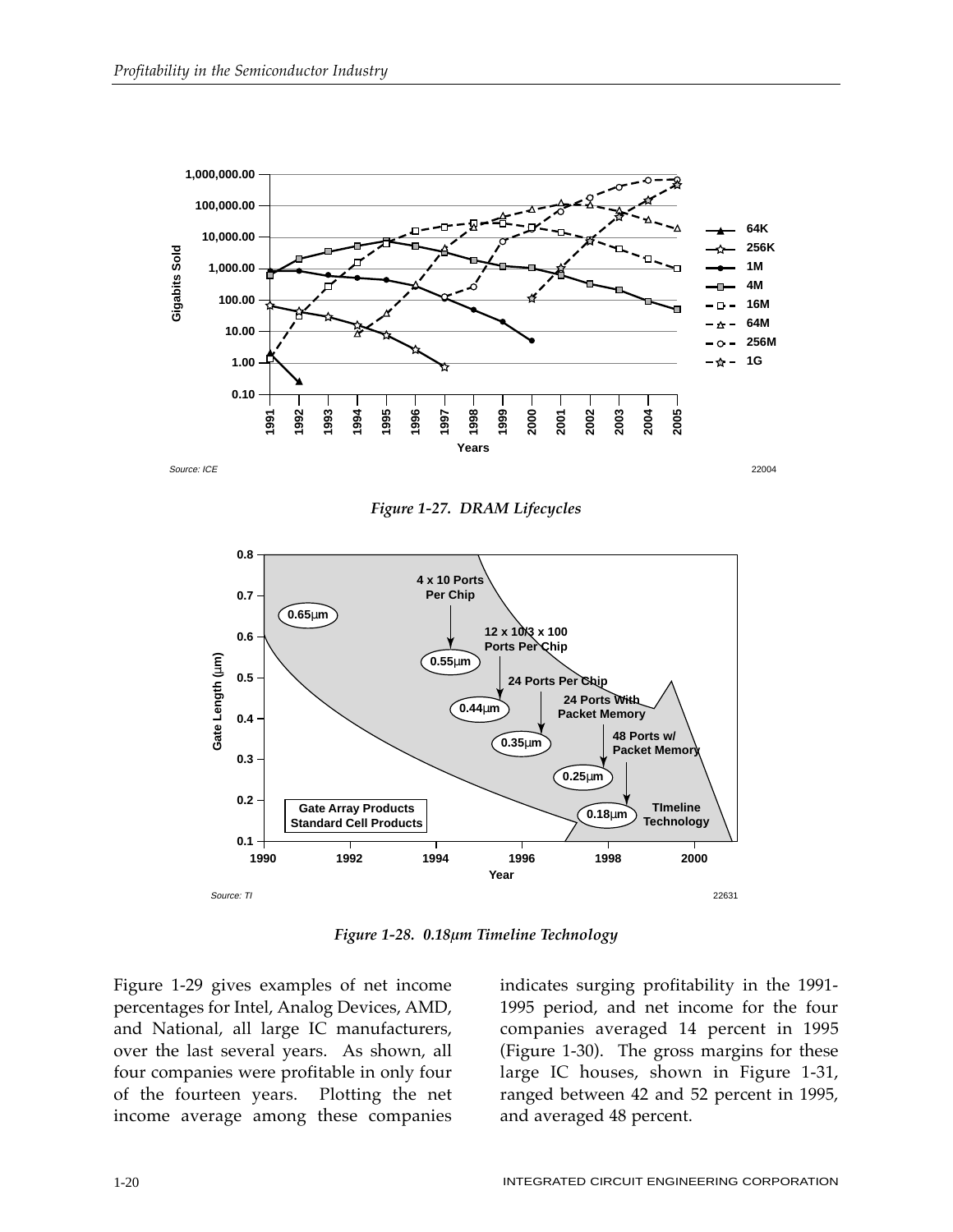*Figure 1-27. DRAM Lifecycles*

*Figure 1-28. 0.18µm Timeline Technology*

Figure 1-29 gives examples of net income percentages for Intel, Analog Devices, AMD, and National, all large IC manufacturers, over the last several years. As shown, all four companies were profitable in only four of the fourteen years. Plotting the net income average among these companies indicates surging profitability in the 1991-1995 period, and net income for the four companies averaged 14 percent in 1995 (Figure 1-30). The gross margins for these large IC houses, shown in Figure 1-31, ranged between 42 and 52 percent in 1995, and averaged 48 percent.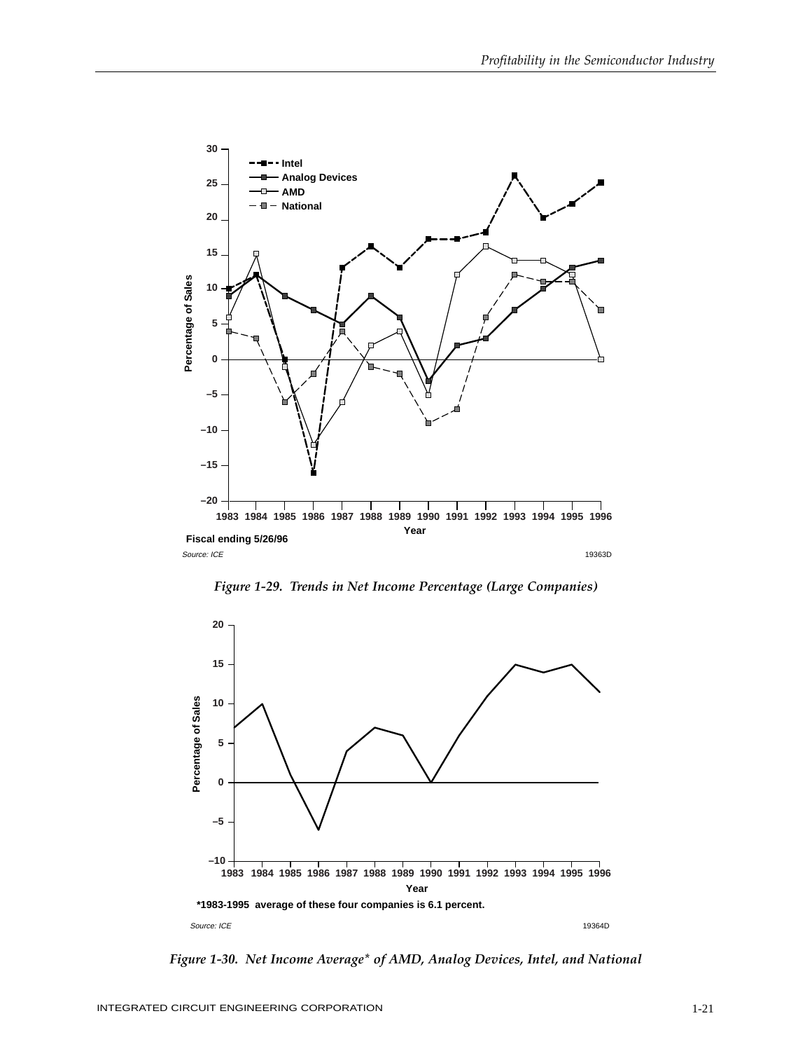Fiscal ending 5/26/96

Source: ICE

*Figure 1-29. Trends in Net Income Percentage (Large Companies)*

*1983-1995 average of these four companies is 6.1 percent.

Source: ICE

*Figure 1-30. Net Income Average* of AMD, Analog Devices, Intel, and National*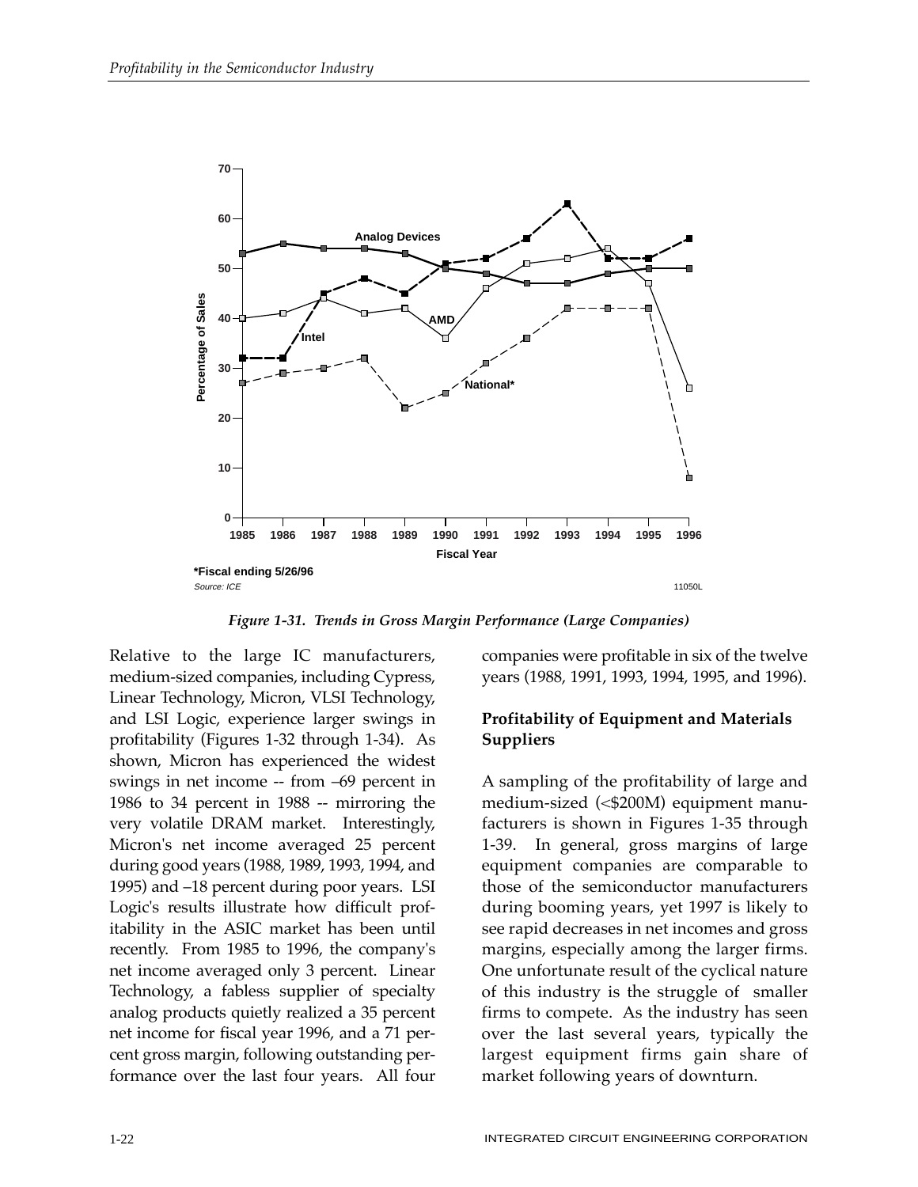*Figure 1-31. Trends in Gross Margin Performance (Large Companies)*

Relative to the large IC manufacturers, medium-sized companies, including Cypress, Linear Technology, Micron, VLSI Technology, and LSI Logic, experience larger swings in profitability (Figures 1-32 through 1-34). As shown, Micron has experienced the widest swings in net income -- from –69 percent in 1986 to 34 percent in 1988 -- mirroring the very volatile DRAM market. Interestingly, Micron's net income averaged 25 percent during good years (1988, 1989, 1993, 1994, and 1995) and –18 percent during poor years. LSI Logic's results illustrate how difficult profitability in the ASIC market has been until recently. From 1985 to 1996, the company's net income averaged only 3 percent. Linear Technology, a fabless supplier of specialty analog products quietly realized a 35 percent net income for fiscal year 1996, and a 71 percent gross margin, following outstanding performance over the last four years. All four companies were profitable in six of the twelve years (1988, 1991, 1993, 1994, 1995, and 1996).

## Profitability of Equipment and Materials Suppliers

A sampling of the profitability of large and medium-sized (<$200M) equipment manufacturers is shown in Figures 1-35 through 1-39. In general, gross margins of large equipment companies are comparable to those of the semiconductor manufacturers during booming years, yet 1997 is likely to see rapid decreases in net incomes and gross margins, especially among the larger firms. One unfortunate result of the cyclical nature of this industry is the struggle of smaller firms to compete. As the industry has seen over the last several years, typically the largest equipment firms gain share of market following years of downturn.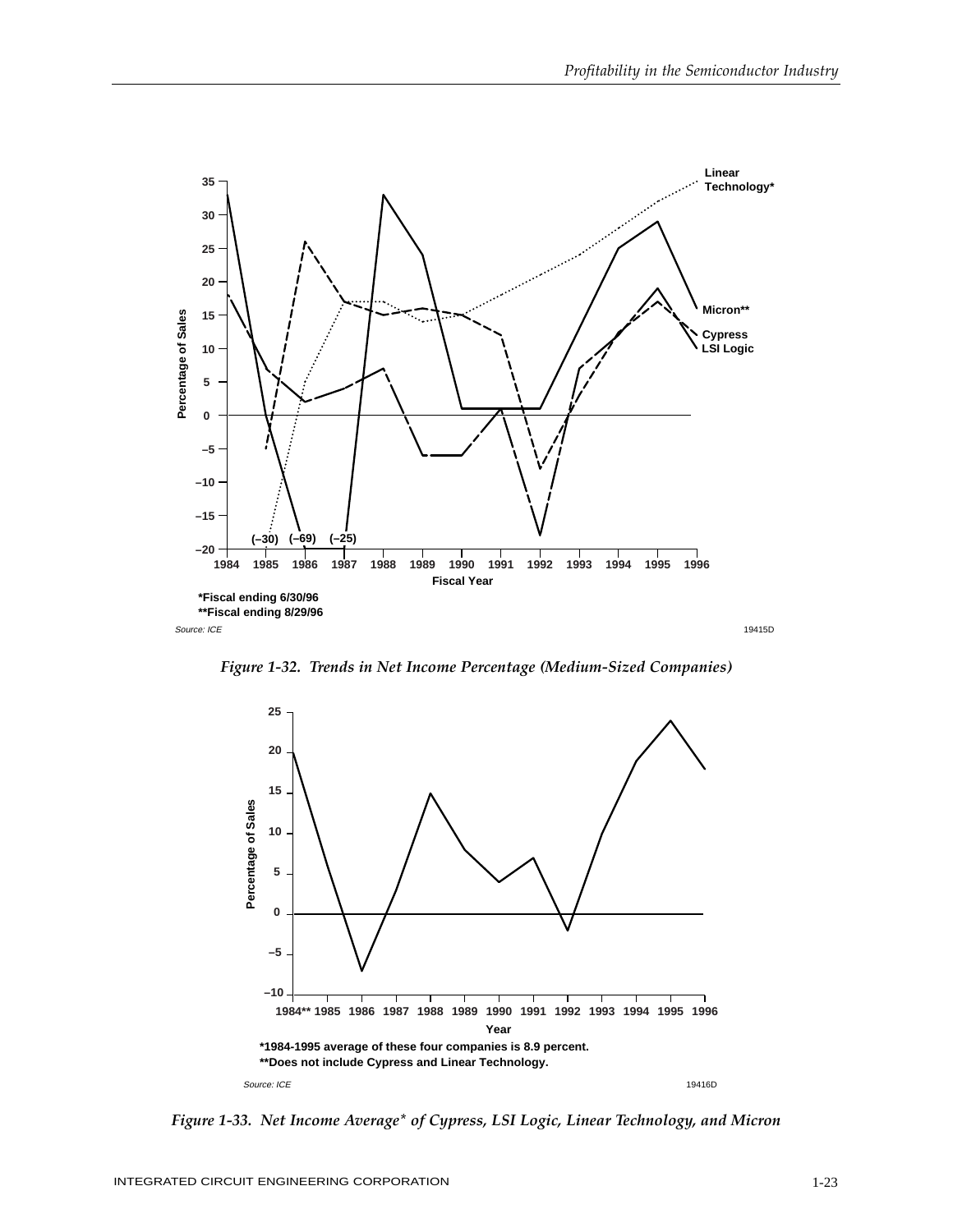Linear Technology*

Micron**

Cypress

LSI Logic

Percentage of Sales

Fiscal Year

*Fiscal ending 6/30/96
**Fiscal ending 8/29/96

Source: ICE

19415D

*Figure 1-32. Trends in Net Income Percentage (Medium-Sized Companies)*

Percentage of Sales

Year

*1984-1995 average of these four companies is 8.9 percent.
**Does not include Cypress and Linear Technology.

Source: ICE

19416D

*Figure 1-33. Net Income Average* of Cypress, LSI Logic, Linear Technology, and Micron*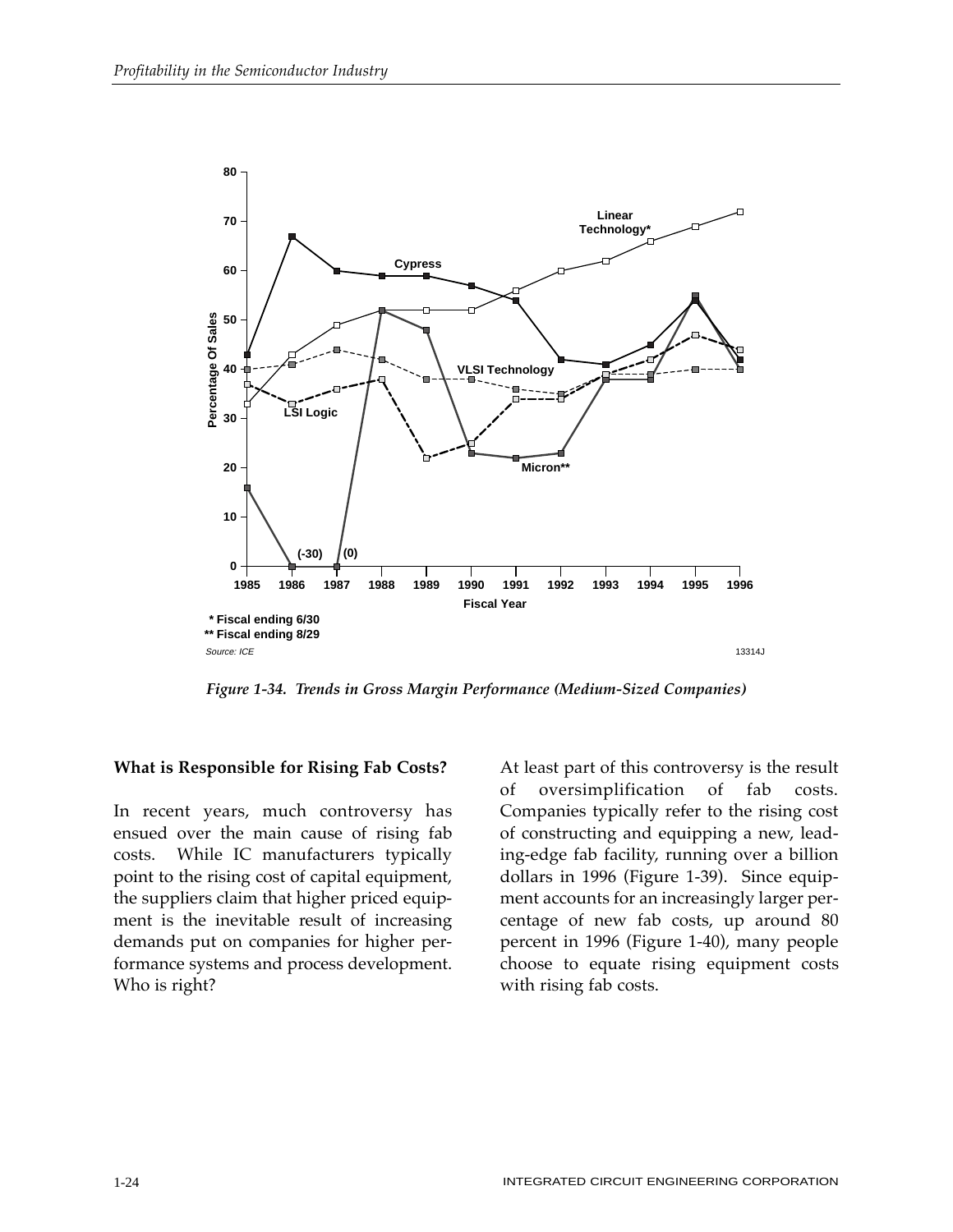Figure 1-34. Trends in Gross Margin Performance (Medium-Sized Companies)

### What is Responsible for Rising Fab Costs?

In recent years, much controversy has ensued over the main cause of rising fab costs. While IC manufacturers typically point to the rising cost of capital equipment, the suppliers claim that higher priced equipment is the inevitable result of increasing demands put on companies for higher performance systems and process development. Who is right?

At least part of this controversy is the result of oversimplification of fab costs. Companies typically refer to the rising cost of constructing and equipping a new, leading-edge fab facility, running over a billion dollars in 1996 (Figure 1-39). Since equipment accounts for an increasingly larger percentage of new fab costs, up around 80 percent in 1996 (Figure 1-40), many people choose to equate rising equipment costs with rising fab costs.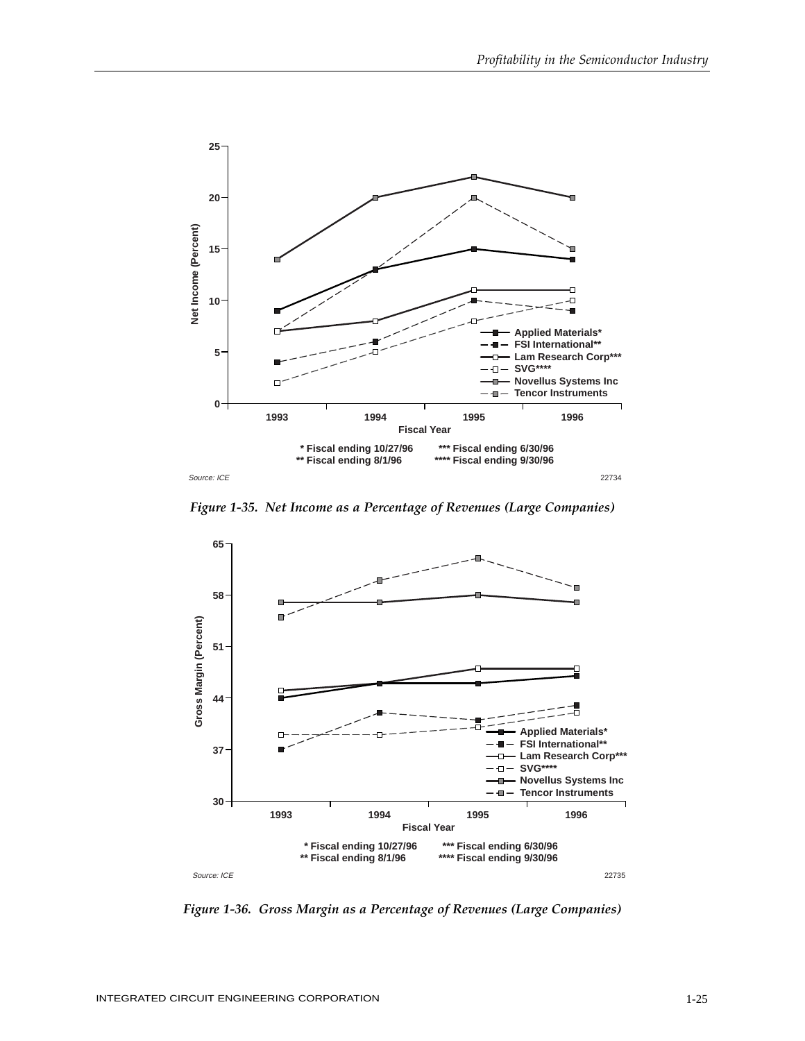Figure 1-35. Net Income as a Percentage of Revenues (Large Companies)

Figure 1-36. Gross Margin as a Percentage of Revenues (Large Companies)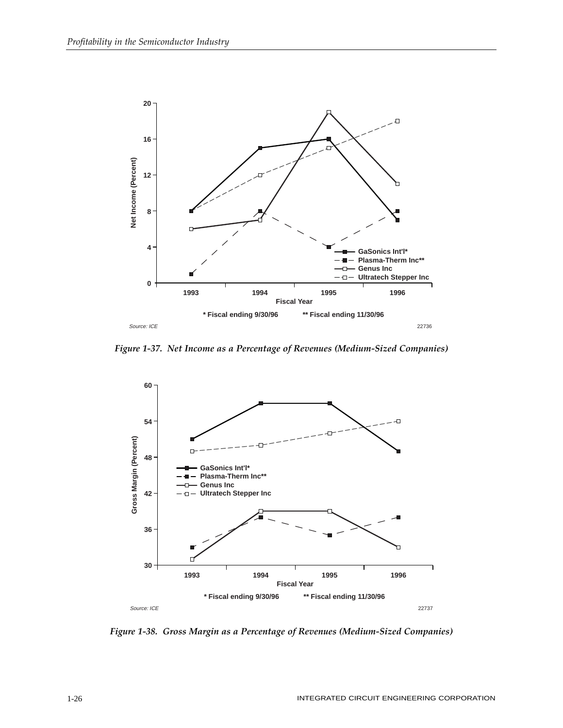Figure 1-37. Net Income as a Percentage of Revenues (Medium-Sized Companies)

Figure 1-38. Gross Margin as a Percentage of Revenues (Medium-Sized Companies)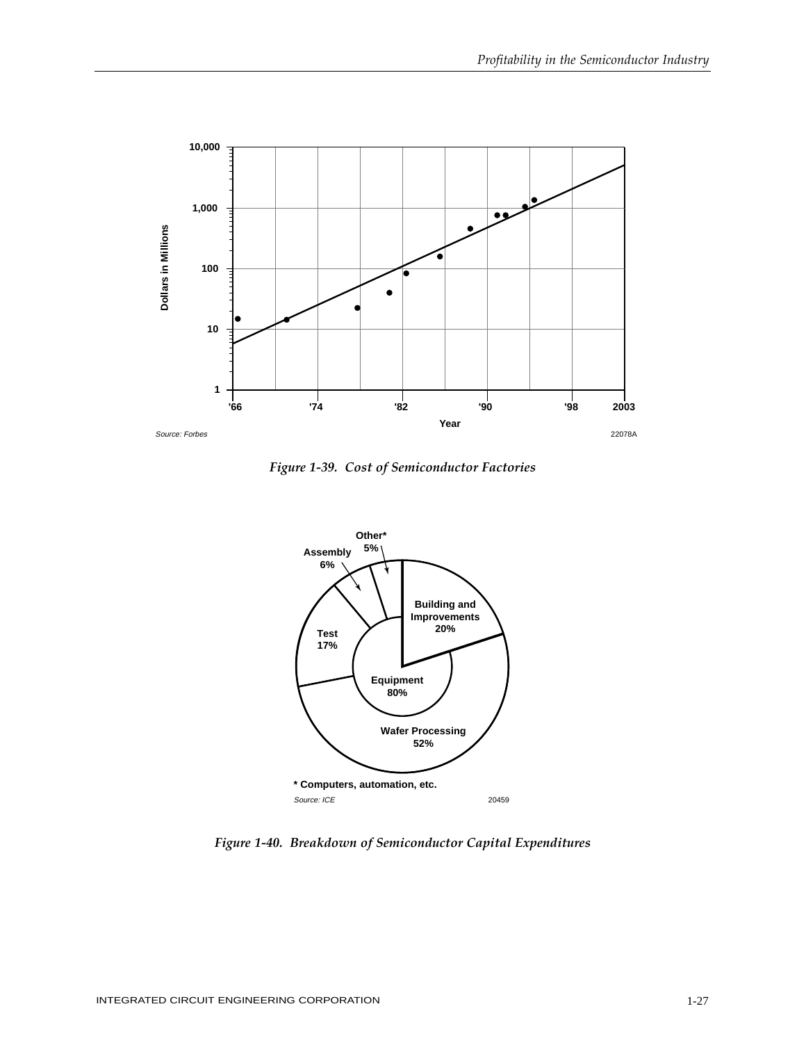Source: Forbes

22078A

*Figure 1-39.  Cost of Semiconductor Factories*

\* Computers, automation, etc.

Source: ICE

20459

*Figure 1-40.  Breakdown of Semiconductor Capital Expenditures*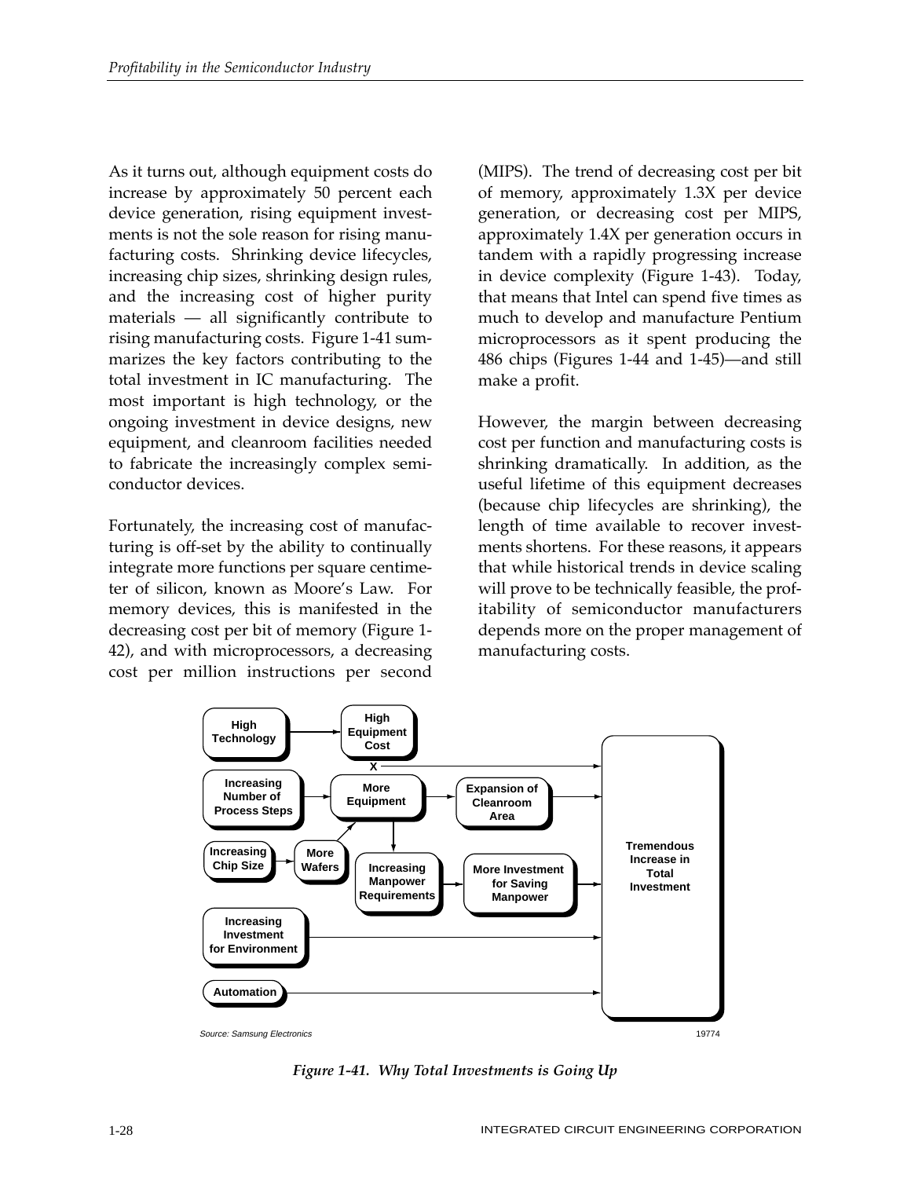As it turns out, although equipment costs do increase by approximately 50 percent each device generation, rising equipment investments is not the sole reason for rising manufacturing costs. Shrinking device lifecycles, increasing chip sizes, shrinking design rules, and the increasing cost of higher purity materials — all significantly contribute to rising manufacturing costs. Figure 1-41 summarizes the key factors contributing to the total investment in IC manufacturing. The most important is high technology, or the ongoing investment in device designs, new equipment, and cleanroom facilities needed to fabricate the increasingly complex semiconductor devices.

Fortunately, the increasing cost of manufacturing is off-set by the ability to continually integrate more functions per square centimeter of silicon, known as Moore's Law. For memory devices, this is manifested in the decreasing cost per bit of memory (Figure 1-42), and with microprocessors, a decreasing cost per million instructions per second (MIPS). The trend of decreasing cost per bit of memory, approximately 1.3X per device generation, or decreasing cost per MIPS, approximately 1.4X per generation occurs in tandem with a rapidly progressing increase in device complexity (Figure 1-43). Today, that means that Intel can spend five times as much to develop and manufacture Pentium microprocessors as it spent producing the 486 chips (Figures 1-44 and 1-45)—and still make a profit.

However, the margin between decreasing cost per function and manufacturing costs is shrinking dramatically. In addition, as the useful lifetime of this equipment decreases (because chip lifecycles are shrinking), the length of time available to recover investments shortens. For these reasons, it appears that while historical trends in device scaling will prove to be technically feasible, the profitability of semiconductor manufacturers depends more on the proper management of manufacturing costs.

Source: Samsung Electronics

*Figure 1-41. Why Total Investments is Going Up*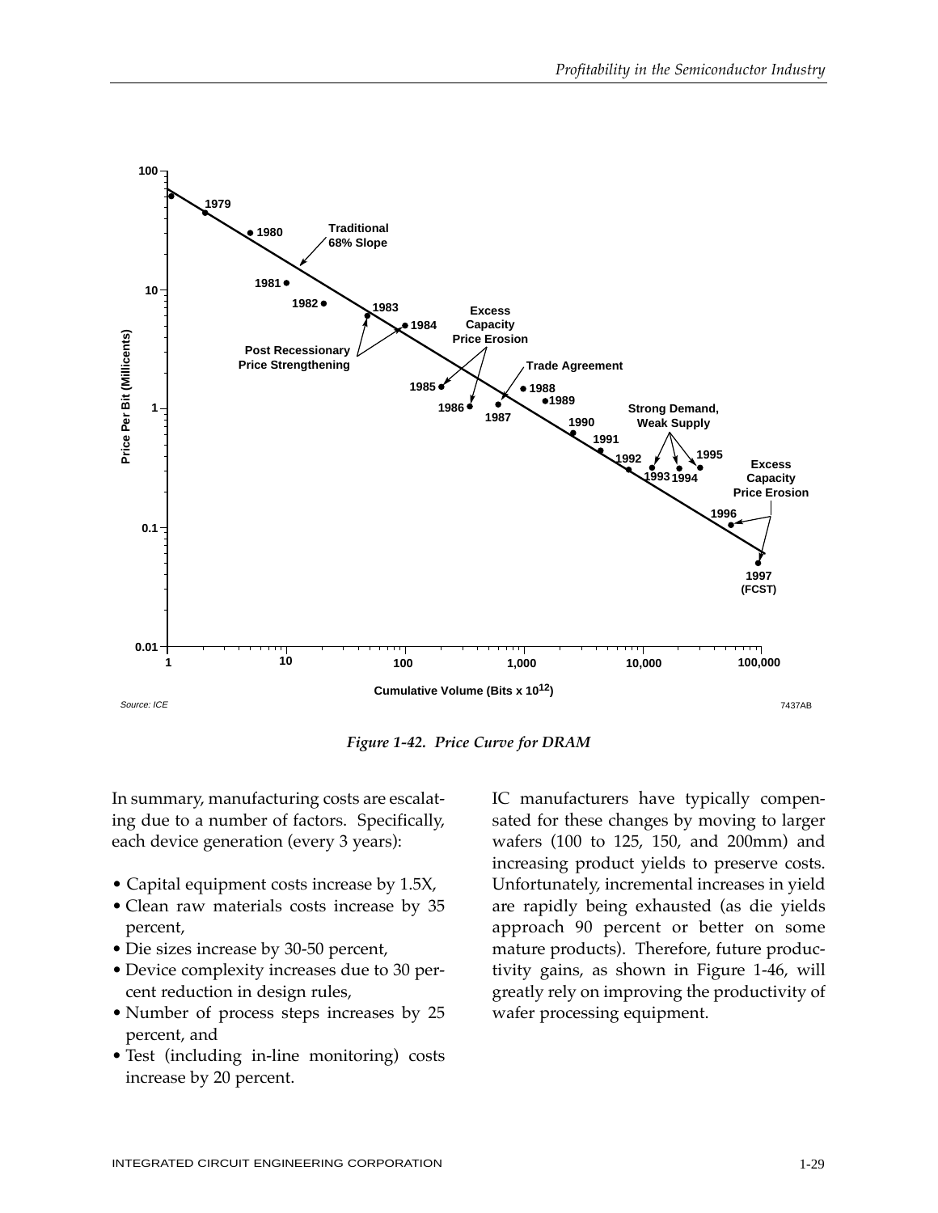*Figure 1-42. Price Curve for DRAM*

In summary, manufacturing costs are escalating due to a number of factors. Specifically, each device generation (every 3 years):

- Capital equipment costs increase by 1.5X,
- Clean raw materials costs increase by 35 percent,
- Die sizes increase by 30-50 percent,
- Device complexity increases due to 30 percent reduction in design rules,
- Number of process steps increases by 25 percent, and
- Test (including in-line monitoring) costs increase by 20 percent.

IC manufacturers have typically compensated for these changes by moving to larger wafers (100 to 125, 150, and 200mm) and increasing product yields to preserve costs. Unfortunately, incremental increases in yield are rapidly being exhausted (as die yields approach 90 percent or better on some mature products). Therefore, future productivity gains, as shown in Figure 1-46, will greatly rely on improving the productivity of wafer processing equipment.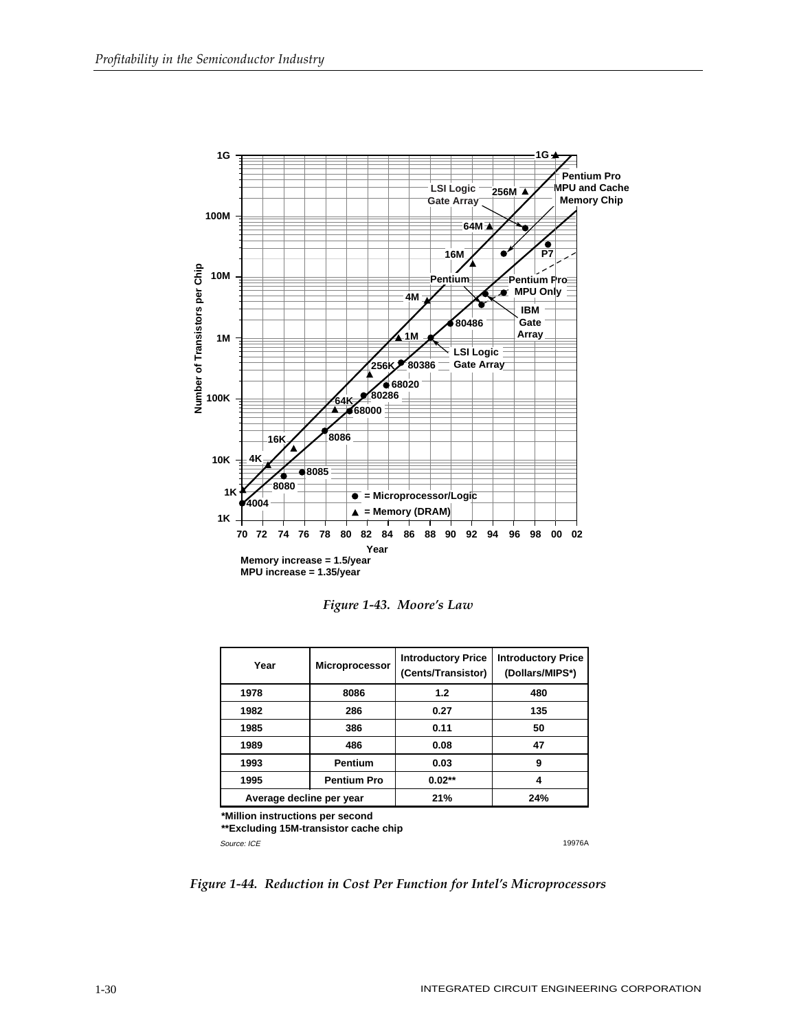Memory increase = 1.5/year
MPU increase = 1.35/year

*Figure 1-43. Moore's Law*

| Year | Microprocessor | Introductory Price (Cents/Transistor) | Introductory Price (Dollars/MIPS*) |
|---|---|---|---|
| 1978 | 8086 | 1.2 | 480 |
| 1982 | 286 | 0.27 | 135 |
| 1985 | 386 | 0.11 | 50 |
| 1989 | 486 | 0.08 | 47 |
| 1993 | Pentium | 0.03 | 9 |
| 1995 | Pentium Pro | 0.02** | 4 |
| Average decline per year | | 21% | 24% |

*Million instructions per second
**Excluding 15M-transistor cache chip

Source: ICE

19976A

*Figure 1-44. Reduction in Cost Per Function for Intel's Microprocessors*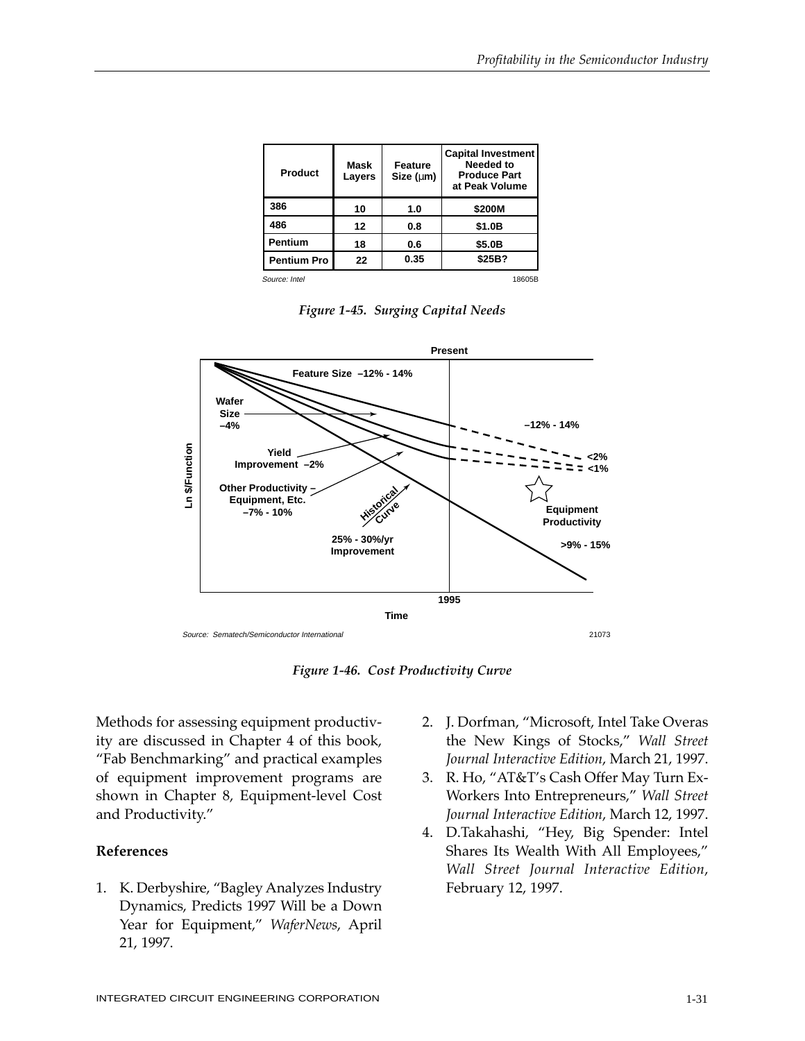| Product | Mask Layers | Feature Size (μm) | Capital Investment Needed to Produce Part at Peak Volume |
|---|---|---|---|
| 386 | 10 | 1.0 | $200M |
| 486 | 12 | 0.8 | $1.0B |
| Pentium | 18 | 0.6 | $5.0B |
| Pentium Pro | 22 | 0.35 | $25B? |

Source: Intel

18605B

*Figure 1-45. Surging Capital Needs*

Present

Feature Size –12% - 14%

Wafer Size –4%

Yield Improvement –2%

Other Productivity – Equipment, Etc. –7% - 10%

Historical Curve

25% - 30%/yr Improvement

–12% - 14%

<2%

<1%

Equipment Productivity

>9% - 15%

Ln $/Function

1995

Time

Source: Sematech/Semiconductor International

21073

*Figure 1-46. Cost Productivity Curve*

Methods for assessing equipment productivity are discussed in Chapter 4 of this book, "Fab Benchmarking" and practical examples of equipment improvement programs are shown in Chapter 8, Equipment-level Cost and Productivity."

**References**

1. K. Derbyshire, "Bagley Analyzes Industry Dynamics, Predicts 1997 Will be a Down Year for Equipment," *WaferNews*, April 21, 1997.
2. J. Dorfman, "Microsoft, Intel Take Overas the New Kings of Stocks," *Wall Street Journal Interactive Edition*, March 21, 1997.
3. R. Ho, "AT&T's Cash Offer May Turn Ex-Workers Into Entrepreneurs," *Wall Street Journal Interactive Edition*, March 12, 1997.
4. D.Takahashi, "Hey, Big Spender: Intel Shares Its Wealth With All Employees," *Wall Street Journal Interactive Edition*, February 12, 1997.